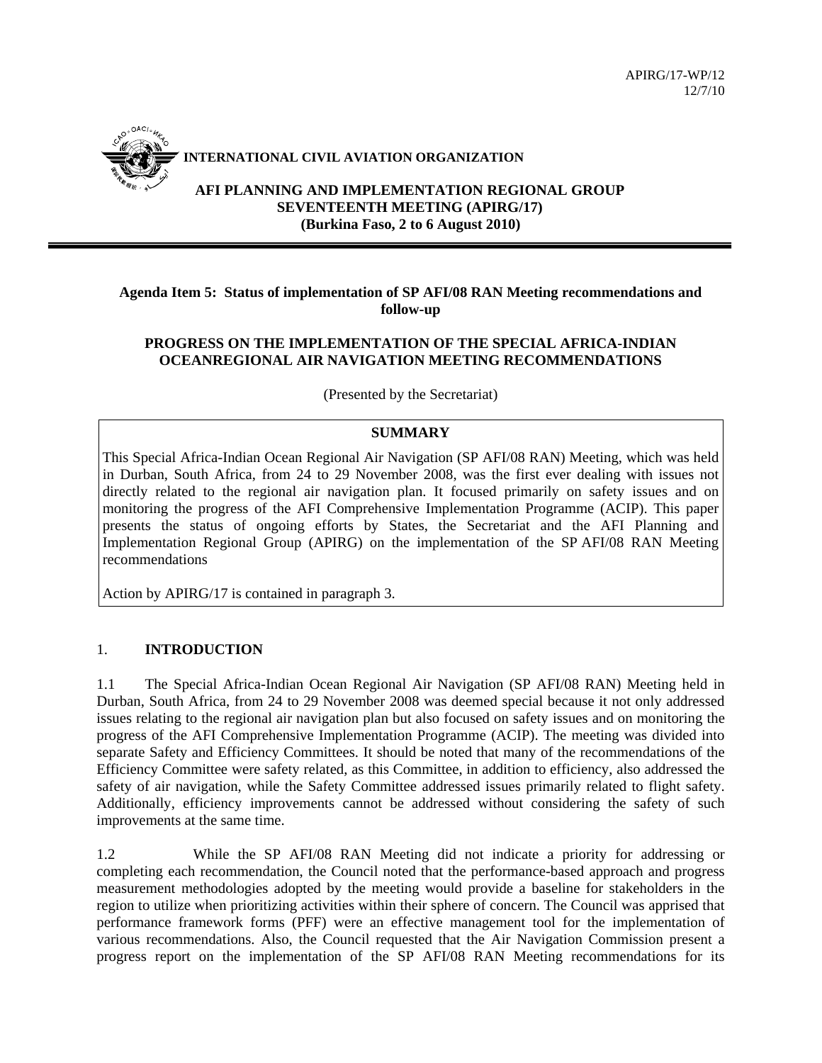APIRG/17-WP/12
12/7/10

**INTERNATIONAL CIVIL AVIATION ORGANIZATION**

**AFI PLANNING AND IMPLEMENTATION REGIONAL GROUP**
**SEVENTEENTH MEETING (APIRG/17)**
**(Burkina Faso, 2 to 6 August 2010)**

---

**Agenda Item 5: Status of implementation of SP AFI/08 RAN Meeting recommendations and follow-up**

**PROGRESS ON THE IMPLEMENTATION OF THE SPECIAL AFRICA-INDIAN OCEANREGIONAL AIR NAVIGATION MEETING RECOMMENDATIONS**

(Presented by the Secretariat)

| **SUMMARY** |
|---|
| This Special Africa-Indian Ocean Regional Air Navigation (SP AFI/08 RAN) Meeting, which was held in Durban, South Africa, from 24 to 29 November 2008, was the first ever dealing with issues not directly related to the regional air navigation plan. It focused primarily on safety issues and on monitoring the progress of the AFI Comprehensive Implementation Programme (ACIP). This paper presents the status of ongoing efforts by States, the Secretariat and the AFI Planning and Implementation Regional Group (APIRG) on the implementation of the SP AFI/08 RAN Meeting recommendations<br><br>Action by APIRG/17 is contained in paragraph 3. |

## 1. INTRODUCTION

1.1 The Special Africa-Indian Ocean Regional Air Navigation (SP AFI/08 RAN) Meeting held in Durban, South Africa, from 24 to 29 November 2008 was deemed special because it not only addressed issues relating to the regional air navigation plan but also focused on safety issues and on monitoring the progress of the AFI Comprehensive Implementation Programme (ACIP). The meeting was divided into separate Safety and Efficiency Committees. It should be noted that many of the recommendations of the Efficiency Committee were safety related, as this Committee, in addition to efficiency, also addressed the safety of air navigation, while the Safety Committee addressed issues primarily related to flight safety. Additionally, efficiency improvements cannot be addressed without considering the safety of such improvements at the same time.

1.2 While the SP AFI/08 RAN Meeting did not indicate a priority for addressing or completing each recommendation, the Council noted that the performance-based approach and progress measurement methodologies adopted by the meeting would provide a baseline for stakeholders in the region to utilize when prioritizing activities within their sphere of concern. The Council was apprised that performance framework forms (PFF) were an effective management tool for the implementation of various recommendations. Also, the Council requested that the Air Navigation Commission present a progress report on the implementation of the SP AFI/08 RAN Meeting recommendations for its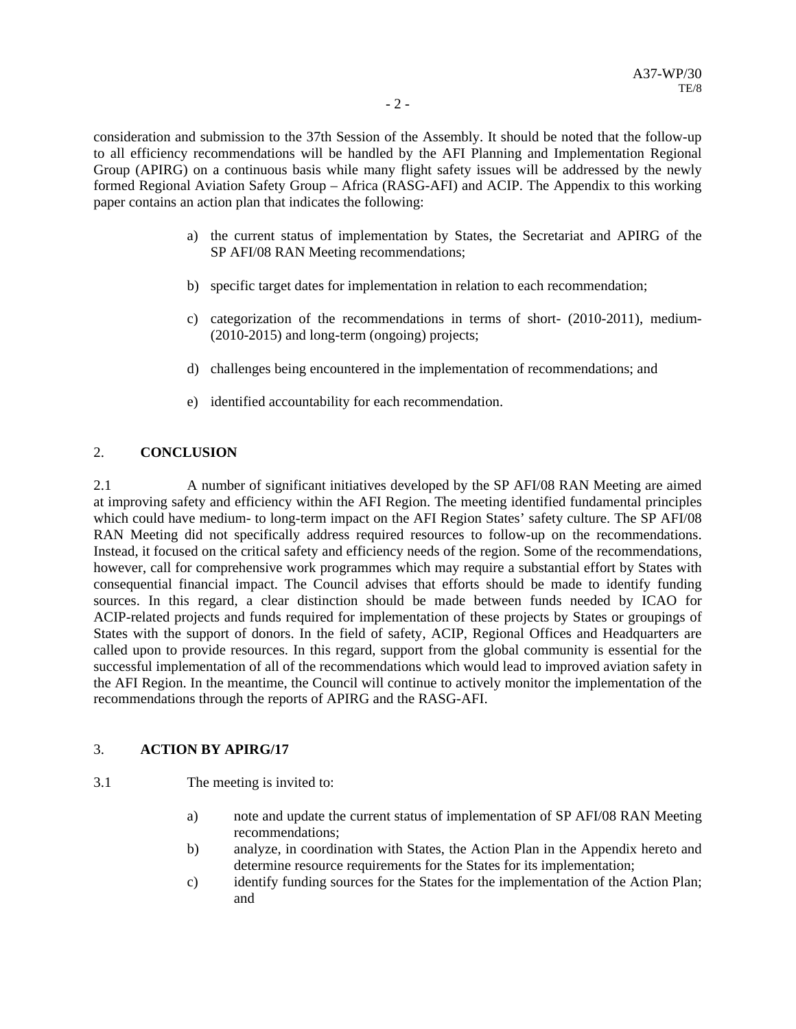consideration and submission to the 37th Session of the Assembly. It should be noted that the follow-up to all efficiency recommendations will be handled by the AFI Planning and Implementation Regional Group (APIRG) on a continuous basis while many flight safety issues will be addressed by the newly formed Regional Aviation Safety Group – Africa (RASG-AFI) and ACIP. The Appendix to this working paper contains an action plan that indicates the following:

a) the current status of implementation by States, the Secretariat and APIRG of the SP AFI/08 RAN Meeting recommendations;

b) specific target dates for implementation in relation to each recommendation;

c) categorization of the recommendations in terms of short- (2010-2011), medium- (2010-2015) and long-term (ongoing) projects;

d) challenges being encountered in the implementation of recommendations; and

e) identified accountability for each recommendation.

## 2. CONCLUSION

2.1 A number of significant initiatives developed by the SP AFI/08 RAN Meeting are aimed at improving safety and efficiency within the AFI Region. The meeting identified fundamental principles which could have medium- to long-term impact on the AFI Region States' safety culture. The SP AFI/08 RAN Meeting did not specifically address required resources to follow-up on the recommendations. Instead, it focused on the critical safety and efficiency needs of the region. Some of the recommendations, however, call for comprehensive work programmes which may require a substantial effort by States with consequential financial impact. The Council advises that efforts should be made to identify funding sources. In this regard, a clear distinction should be made between funds needed by ICAO for ACIP-related projects and funds required for implementation of these projects by States or groupings of States with the support of donors. In the field of safety, ACIP, Regional Offices and Headquarters are called upon to provide resources. In this regard, support from the global community is essential for the successful implementation of all of the recommendations which would lead to improved aviation safety in the AFI Region. In the meantime, the Council will continue to actively monitor the implementation of the recommendations through the reports of APIRG and the RASG-AFI.

## 3. ACTION BY APIRG/17

3.1 The meeting is invited to:

a) note and update the current status of implementation of SP AFI/08 RAN Meeting recommendations;
b) analyze, in coordination with States, the Action Plan in the Appendix hereto and determine resource requirements for the States for its implementation;
c) identify funding sources for the States for the implementation of the Action Plan; and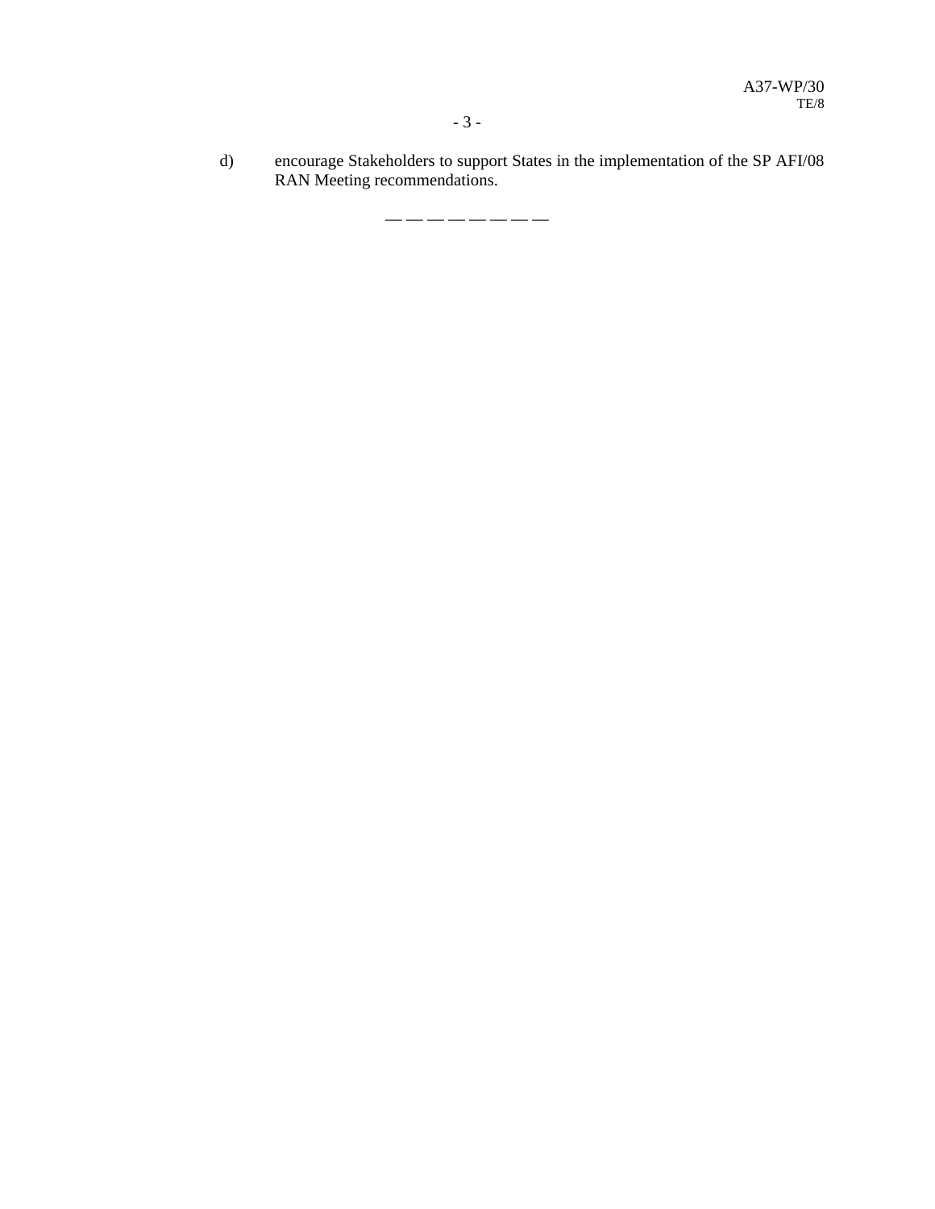d) encourage Stakeholders to support States in the implementation of the SP AFI/08 RAN Meeting recommendations.

— — — — — — — —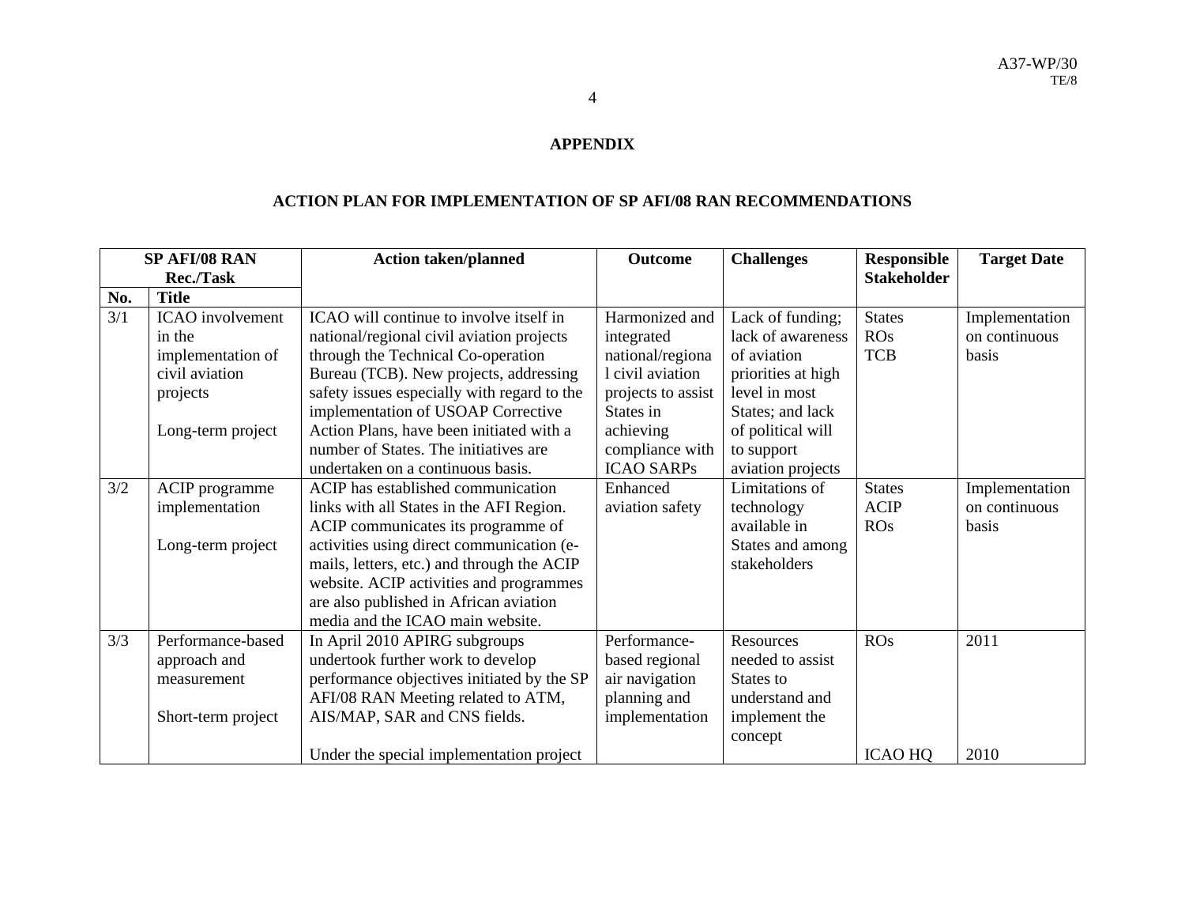**APPENDIX**

**ACTION PLAN FOR IMPLEMENTATION OF SP AFI/08 RAN RECOMMENDATIONS**

| SP AFI/08 RAN Rec./Task | | Action taken/planned | Outcome | Challenges | Responsible Stakeholder | Target Date |
|---|---|---|---|---|---|---|
| **No.** | **Title** | | | | | |
| 3/1 | ICAO involvement in the implementation of civil aviation projects<br><br>Long-term project | ICAO will continue to involve itself in national/regional civil aviation projects through the Technical Co-operation Bureau (TCB). New projects, addressing safety issues especially with regard to the implementation of USOAP Corrective Action Plans, have been initiated with a number of States. The initiatives are undertaken on a continuous basis. | Harmonized and integrated national/regional civil aviation projects to assist States in achieving compliance with ICAO SARPs | Lack of funding; lack of awareness of aviation priorities at high level in most States; and lack of political will to support aviation projects | States<br>ROs<br>TCB | Implementation on continuous basis |
| 3/2 | ACIP programme implementation<br><br>Long-term project | ACIP has established communication links with all States in the AFI Region. ACIP communicates its programme of activities using direct communication (e-mails, letters, etc.) and through the ACIP website. ACIP activities and programmes are also published in African aviation media and the ICAO main website. | Enhanced aviation safety | Limitations of technology available in States and among stakeholders | States<br>ACIP<br>ROs | Implementation on continuous basis |
| 3/3 | Performance-based approach and measurement<br><br>Short-term project | In April 2010 APIRG subgroups undertook further work to develop performance objectives initiated by the SP AFI/08 RAN Meeting related to ATM, AIS/MAP, SAR and CNS fields.<br><br>Under the special implementation project | Performance-based regional air navigation planning and implementation | Resources needed to assist States to understand and implement the concept | ROs<br><br>ICAO HQ | 2011<br><br>2010 |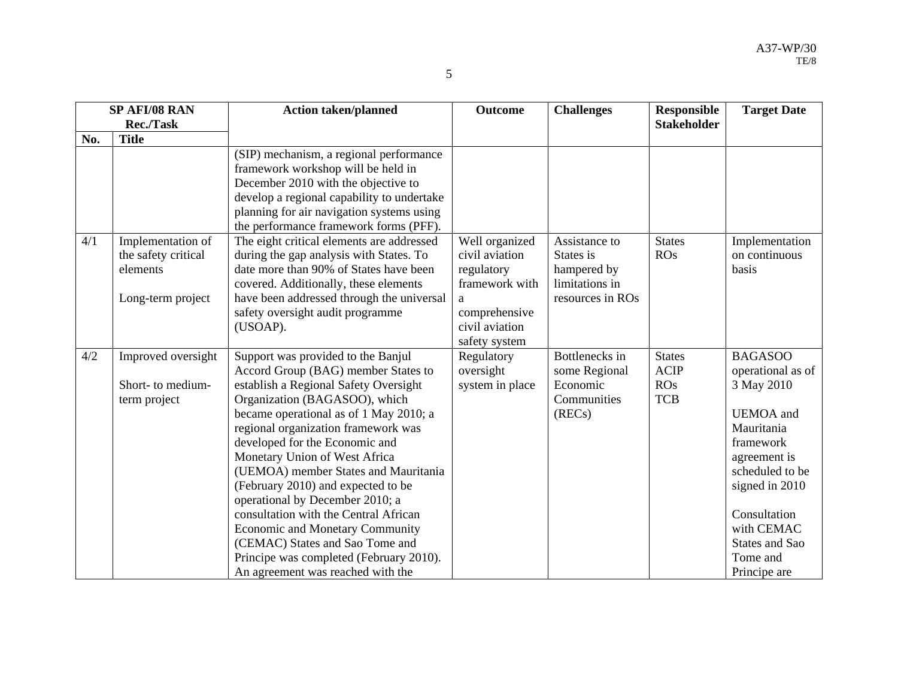| SP AFI/08 RAN Rec./Task | | Action taken/planned | Outcome | Challenges | Responsible Stakeholder | Target Date |
|---|---|---|---|---|---|---|
| No. | Title | | | | | |
| | | (SIP) mechanism, a regional performance framework workshop will be held in December 2010 with the objective to develop a regional capability to undertake planning for air navigation systems using the performance framework forms (PFF). | | | | |
| 4/1 | Implementation of the safety critical elements<br><br>Long-term project | The eight critical elements are addressed during the gap analysis with States. To date more than 90% of States have been covered. Additionally, these elements have been addressed through the universal safety oversight audit programme (USOAP). | Well organized civil aviation regulatory framework with a comprehensive civil aviation safety system | Assistance to States is hampered by limitations in resources in ROs | States<br>ROs | Implementation on continuous basis |
| 4/2 | Improved oversight<br><br>Short- to medium-term project | Support was provided to the Banjul Accord Group (BAG) member States to establish a Regional Safety Oversight Organization (BAGASOO), which became operational as of 1 May 2010; a regional organization framework was developed for the Economic and Monetary Union of West Africa (UEMOA) member States and Mauritania (February 2010) and expected to be operational by December 2010; a consultation with the Central African Economic and Monetary Community (CEMAC) States and Sao Tome and Principe was completed (February 2010). An agreement was reached with the | Regulatory oversight system in place | Bottlenecks in some Regional Economic Communities (RECs) | States<br>ACIP<br>ROs<br>TCB | BAGASOO operational as of 3 May 2010<br><br>UEMOA and Mauritania framework agreement is scheduled to be signed in 2010<br><br>Consultation with CEMAC States and Sao Tome and Principe are |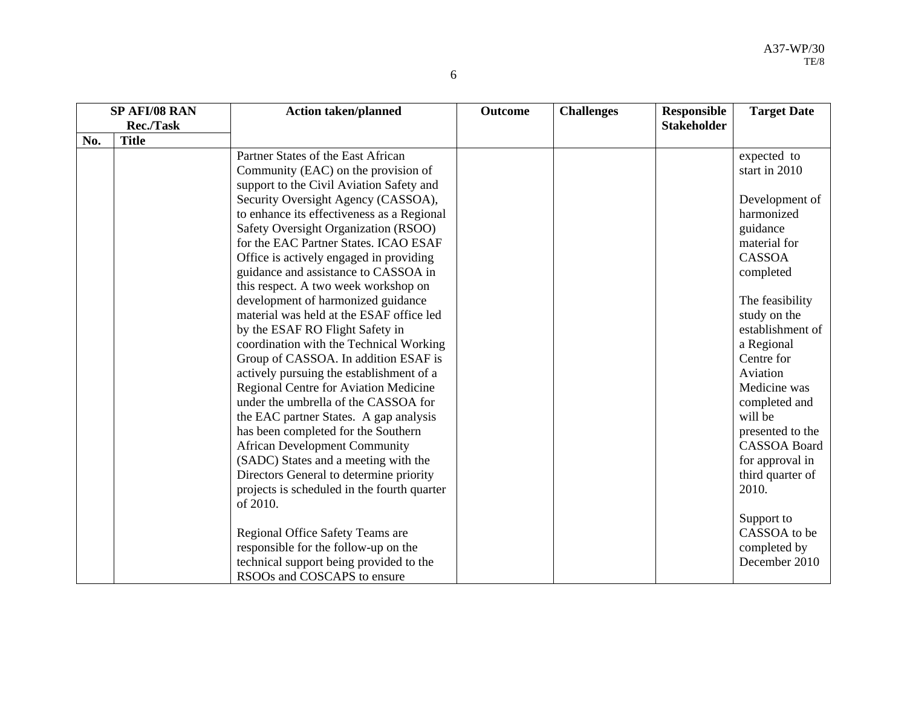| SP AFI/08 RAN Rec./Task | | Action taken/planned | Outcome | Challenges | Responsible Stakeholder | Target Date |
|---|---|---|---|---|---|---|
| No. | Title | | | | | |
| | | Partner States of the East African Community (EAC) on the provision of support to the Civil Aviation Safety and Security Oversight Agency (CASSOA), to enhance its effectiveness as a Regional Safety Oversight Organization (RSOO) for the EAC Partner States. ICAO ESAF Office is actively engaged in providing guidance and assistance to CASSOA in this respect. A two week workshop on development of harmonized guidance material was held at the ESAF office led by the ESAF RO Flight Safety in coordination with the Technical Working Group of CASSOA. In addition ESAF is actively pursuing the establishment of a Regional Centre for Aviation Medicine under the umbrella of the CASSOA for the EAC partner States. A gap analysis has been completed for the Southern African Development Community (SADC) States and a meeting with the Directors General to determine priority projects is scheduled in the fourth quarter of 2010.<br><br>Regional Office Safety Teams are responsible for the follow-up on the technical support being provided to the RSOOs and COSCAPS to ensure | | | | expected to start in 2010<br><br>Development of harmonized guidance material for CASSOA completed<br><br>The feasibility study on the establishment of a Regional Centre for Aviation Medicine was completed and will be presented to the CASSOA Board for approval in third quarter of 2010.<br><br>Support to CASSOA to be completed by December 2010 |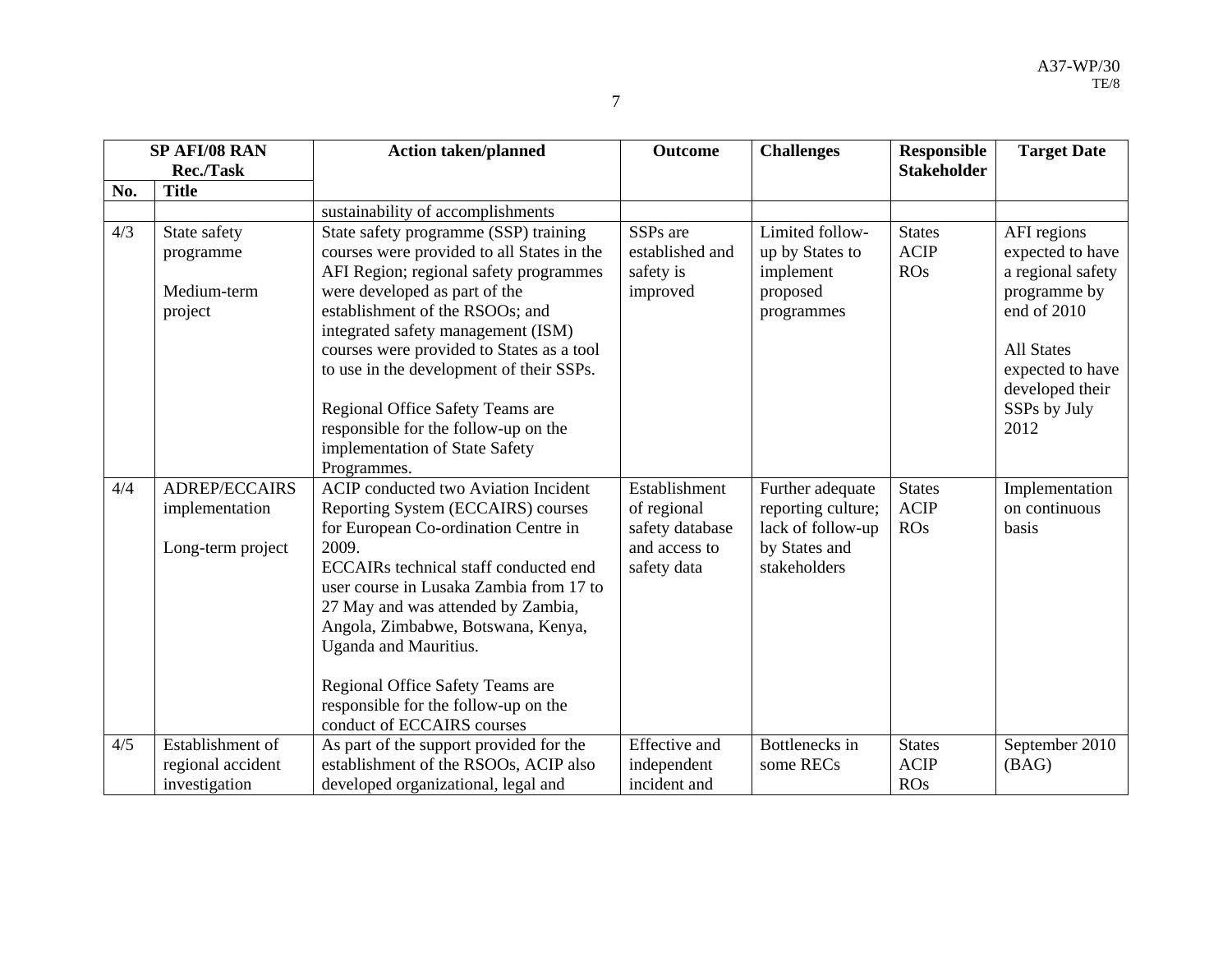| SP AFI/08 RAN Rec./Task | | Action taken/planned | Outcome | Challenges | Responsible Stakeholder | Target Date |
|---|---|---|---|---|---|---|
| No. | Title | | | | | |
| | | sustainability of accomplishments | | | | |
| 4/3 | State safety programme<br><br>Medium-term project | State safety programme (SSP) training courses were provided to all States in the AFI Region; regional safety programmes were developed as part of the establishment of the RSOOs; and integrated safety management (ISM) courses were provided to States as a tool to use in the development of their SSPs.<br><br>Regional Office Safety Teams are responsible for the follow-up on the implementation of State Safety Programmes. | SSPs are established and safety is improved | Limited follow-up by States to implement proposed programmes | States<br>ACIP<br>ROs | AFI regions expected to have a regional safety programme by end of 2010<br><br>All States expected to have developed their SSPs by July 2012 |
| 4/4 | ADREP/ECCAIRS implementation<br><br>Long-term project | ACIP conducted two Aviation Incident Reporting System (ECCAIRS) courses for European Co-ordination Centre in 2009.<br>ECCAIRs technical staff conducted end user course in Lusaka Zambia from 17 to 27 May and was attended by Zambia, Angola, Zimbabwe, Botswana, Kenya, Uganda and Mauritius.<br><br>Regional Office Safety Teams are responsible for the follow-up on the conduct of ECCAIRS courses | Establishment of regional safety database and access to safety data | Further adequate reporting culture; lack of follow-up by States and stakeholders | States<br>ACIP<br>ROs | Implementation on continuous basis |
| 4/5 | Establishment of regional accident investigation | As part of the support provided for the establishment of the RSOOs, ACIP also developed organizational, legal and | Effective and independent incident and | Bottlenecks in some RECs | States<br>ACIP<br>ROs | September 2010 (BAG) |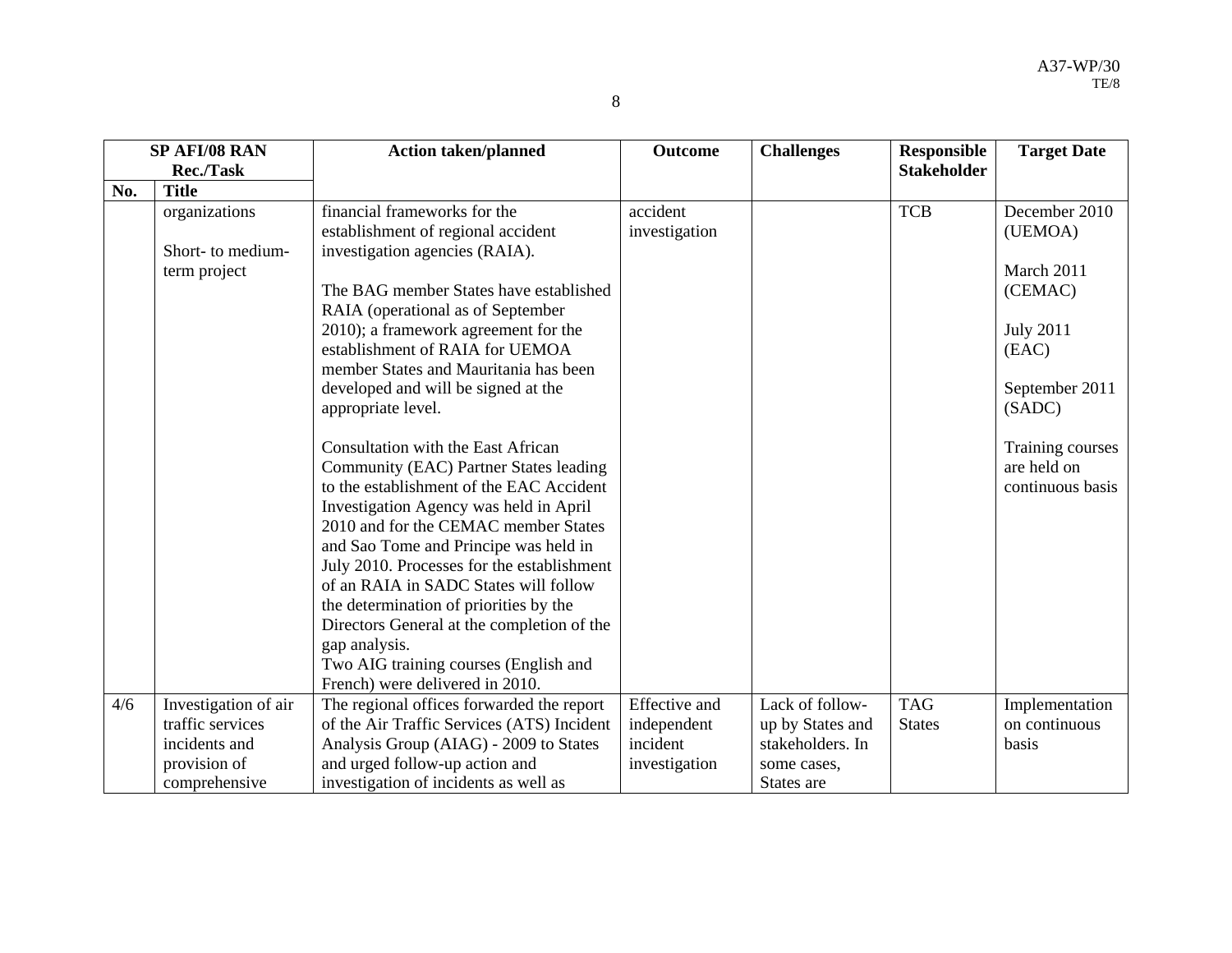| SP AFI/08 RAN Rec./Task | | Action taken/planned | Outcome | Challenges | Responsible Stakeholder | Target Date |
|---|---|---|---|---|---|---|
| No. | Title | | | | | |
| | organizations<br><br>Short- to medium-term project | financial frameworks for the establishment of regional accident investigation agencies (RAIA).<br><br>The BAG member States have established RAIA (operational as of September 2010); a framework agreement for the establishment of RAIA for UEMOA member States and Mauritania has been developed and will be signed at the appropriate level.<br><br>Consultation with the East African Community (EAC) Partner States leading to the establishment of the EAC Accident Investigation Agency was held in April 2010 and for the CEMAC member States and Sao Tome and Principe was held in July 2010. Processes for the establishment of an RAIA in SADC States will follow the determination of priorities by the Directors General at the completion of the gap analysis.<br>Two AIG training courses (English and French) were delivered in 2010. | accident investigation | | TCB | December 2010 (UEMOA)<br><br>March 2011 (CEMAC)<br><br>July 2011 (EAC)<br><br>September 2011 (SADC)<br><br>Training courses are held on continuous basis |
| 4/6 | Investigation of air traffic services incidents and provision of comprehensive | The regional offices forwarded the report of the Air Traffic Services (ATS) Incident Analysis Group (AIAG) - 2009 to States and urged follow-up action and investigation of incidents as well as | Effective and independent incident investigation | Lack of follow-up by States and stakeholders. In some cases, States are | TAG<br>States | Implementation on continuous basis |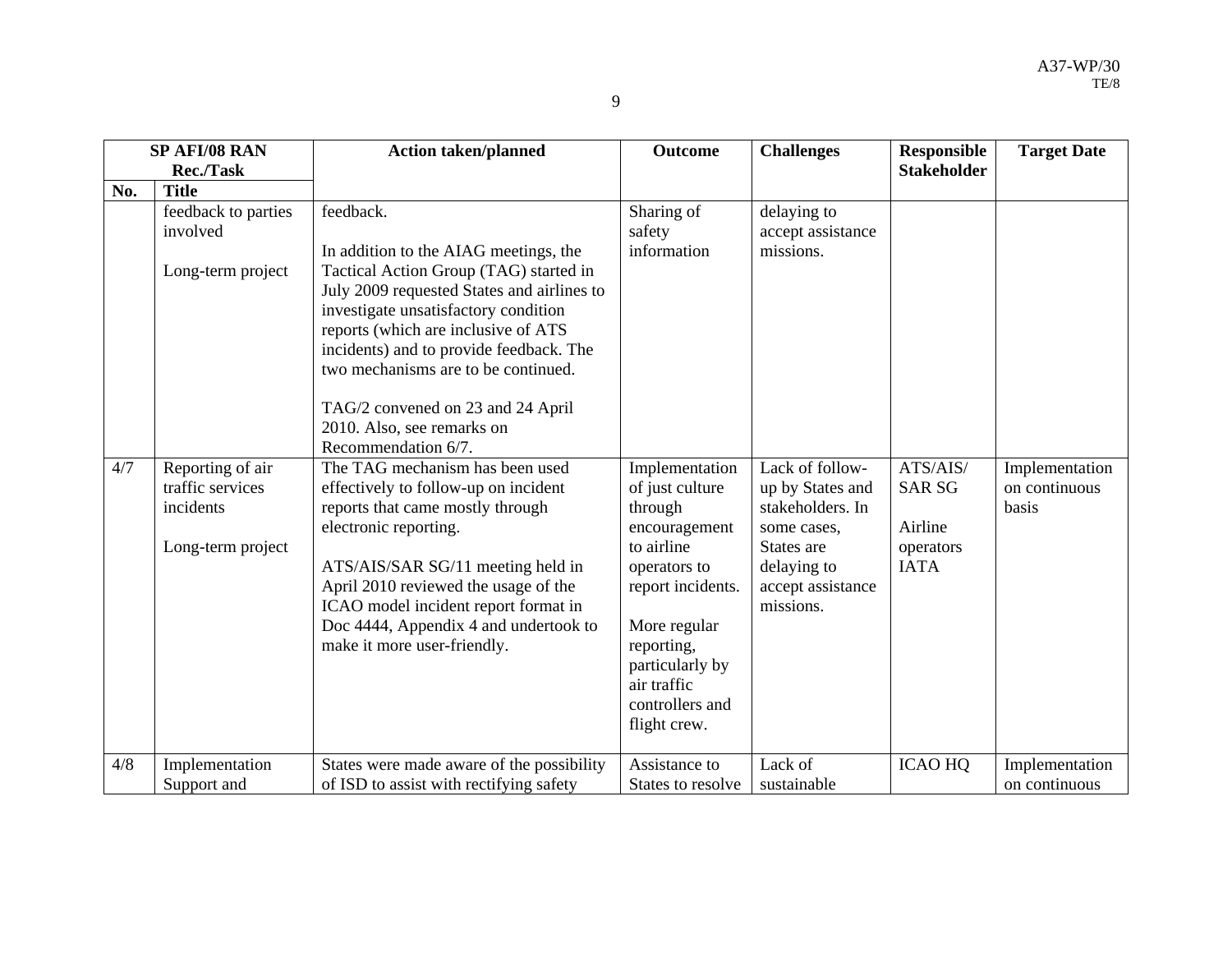| SP AFI/08 RAN Rec./Task | | Action taken/planned | Outcome | Challenges | Responsible Stakeholder | Target Date |
|---|---|---|---|---|---|---|
| **No.** | **Title** | | | | | |
| | feedback to parties involved<br><br>Long-term project | feedback.<br><br>In addition to the AIAG meetings, the Tactical Action Group (TAG) started in July 2009 requested States and airlines to investigate unsatisfactory condition reports (which are inclusive of ATS incidents) and to provide feedback. The two mechanisms are to be continued.<br><br>TAG/2 convened on 23 and 24 April 2010. Also, see remarks on Recommendation 6/7. | Sharing of safety information | delaying to accept assistance missions. | | |
| 4/7 | Reporting of air traffic services incidents<br><br>Long-term project | The TAG mechanism has been used effectively to follow-up on incident reports that came mostly through electronic reporting.<br><br>ATS/AIS/SAR SG/11 meeting held in April 2010 reviewed the usage of the ICAO model incident report format in Doc 4444, Appendix 4 and undertook to make it more user-friendly. | Implementation of just culture through encouragement to airline operators to report incidents.<br><br>More regular reporting, particularly by air traffic controllers and flight crew. | Lack of follow-up by States and stakeholders. In some cases, States are delaying to accept assistance missions. | ATS/AIS/ SAR SG<br><br>Airline operators IATA | Implementation on continuous basis |
| 4/8 | Implementation Support and | States were made aware of the possibility of ISD to assist with rectifying safety | Assistance to States to resolve | Lack of sustainable | ICAO HQ | Implementation on continuous |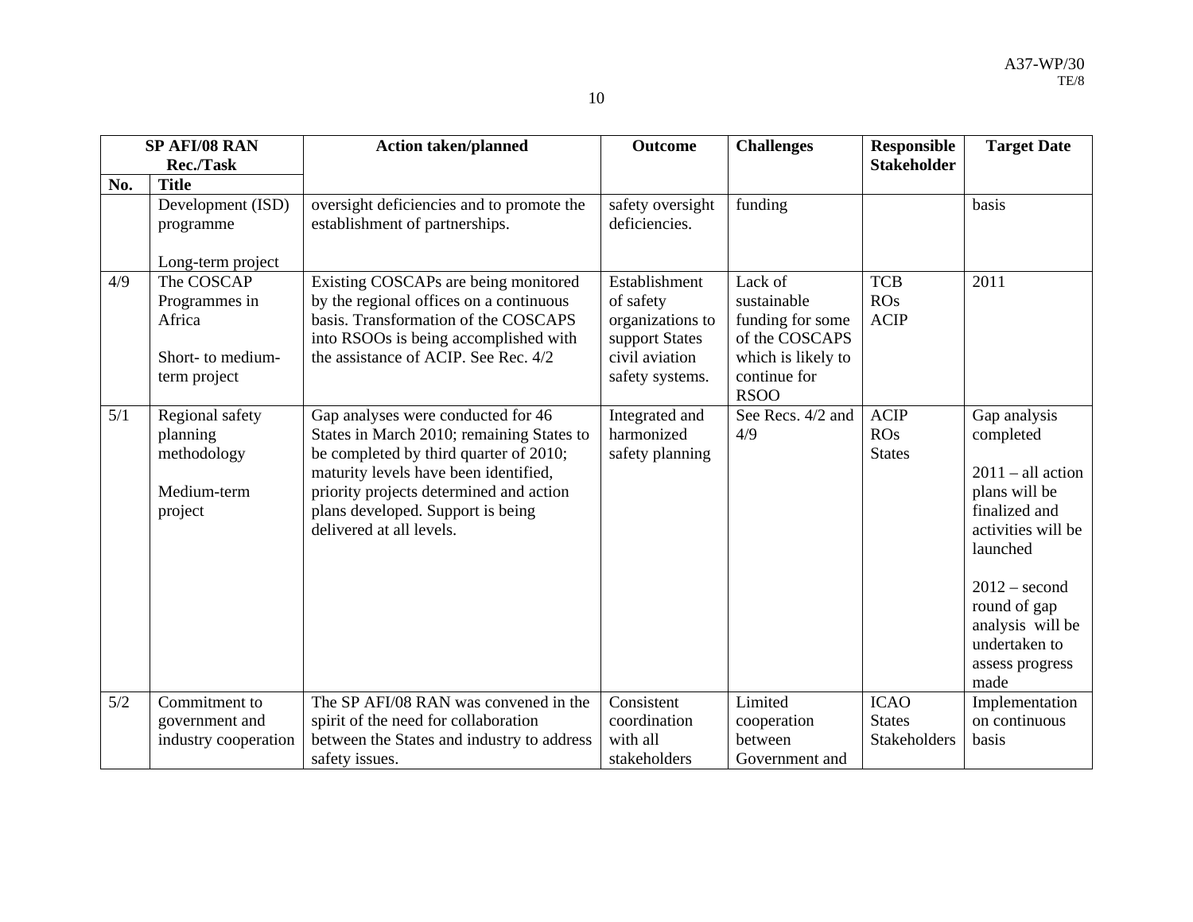| SP AFI/08 RAN Rec./Task | | Action taken/planned | Outcome | Challenges | Responsible Stakeholder | Target Date |
|---|---|---|---|---|---|---|
| No. | Title | | | | | |
| | Development (ISD) programme<br><br>Long-term project | oversight deficiencies and to promote the establishment of partnerships. | safety oversight deficiencies. | funding | | basis |
| 4/9 | The COSCAP Programmes in Africa<br><br>Short- to medium-term project | Existing COSCAPs are being monitored by the regional offices on a continuous basis. Transformation of the COSCAPS into RSOOs is being accomplished with the assistance of ACIP. See Rec. 4/2 | Establishment of safety organizations to support States civil aviation safety systems. | Lack of sustainable funding for some of the COSCAPS which is likely to continue for RSOO | TCB<br>ROs<br>ACIP | 2011 |
| 5/1 | Regional safety planning methodology<br><br>Medium-term project | Gap analyses were conducted for 46 States in March 2010; remaining States to be completed by third quarter of 2010; maturity levels have been identified, priority projects determined and action plans developed. Support is being delivered at all levels. | Integrated and harmonized safety planning | See Recs. 4/2 and 4/9 | ACIP<br>ROs<br>States | Gap analysis completed<br><br>2011 – all action plans will be finalized and activities will be launched<br><br>2012 – second round of gap analysis will be undertaken to assess progress made |
| 5/2 | Commitment to government and industry cooperation | The SP AFI/08 RAN was convened in the spirit of the need for collaboration between the States and industry to address safety issues. | Consistent coordination with all stakeholders | Limited cooperation between Government and | ICAO<br>States<br>Stakeholders | Implementation on continuous basis |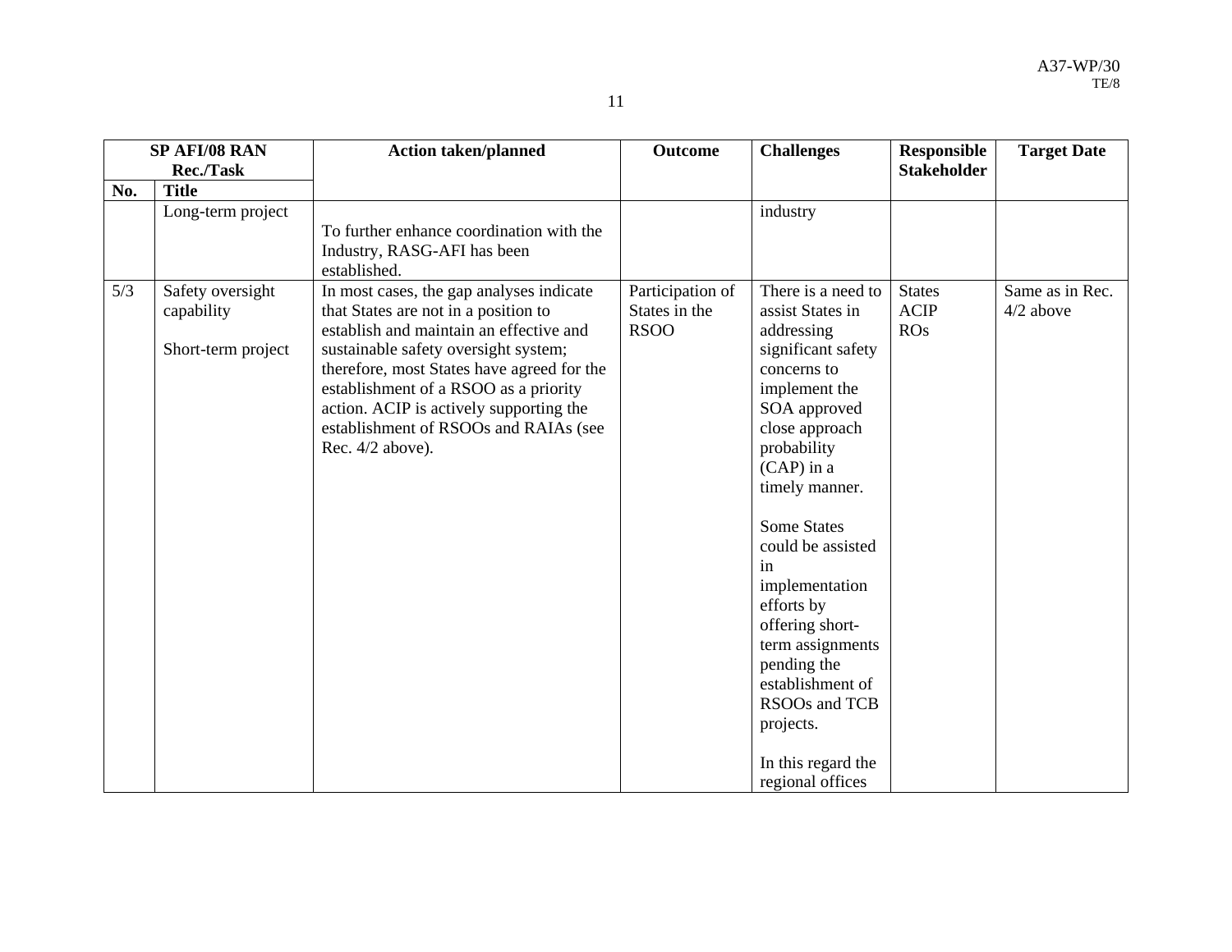| SP AFI/08 RAN Rec./Task | | Action taken/planned | Outcome | Challenges | Responsible Stakeholder | Target Date |
|---|---|---|---|---|---|---|
| No. | Title | | | | | |
| | Long-term project | To further enhance coordination with the Industry, RASG-AFI has been established. | | industry | | |
| 5/3 | Safety oversight capability<br><br>Short-term project | In most cases, the gap analyses indicate that States are not in a position to establish and maintain an effective and sustainable safety oversight system; therefore, most States have agreed for the establishment of a RSOO as a priority action. ACIP is actively supporting the establishment of RSOOs and RAIAs (see Rec. 4/2 above). | Participation of States in the RSOO | There is a need to assist States in addressing significant safety concerns to implement the SOA approved close approach probability (CAP) in a timely manner.<br><br>Some States could be assisted in implementation efforts by offering short-term assignments pending the establishment of RSOOs and TCB projects.<br><br>In this regard the regional offices | States<br>ACIP<br>ROs | Same as in Rec. 4/2 above |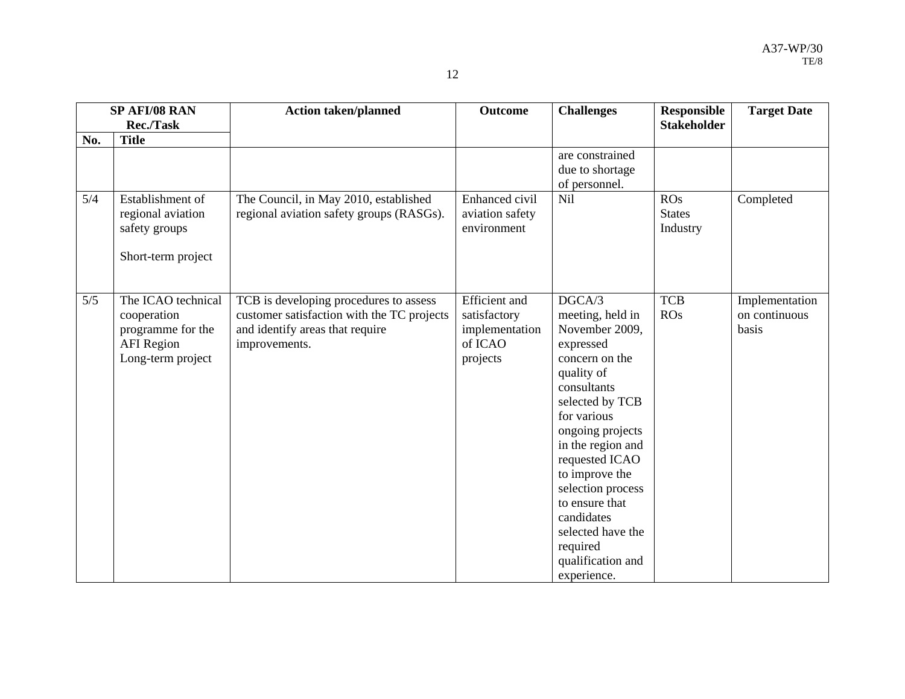| SP AFI/08 RAN Rec./Task | | Action taken/planned | Outcome | Challenges | Responsible Stakeholder | Target Date |
|---|---|---|---|---|---|---|
| No. | Title | | | | | |
| | | | | are constrained due to shortage of personnel. | | |
| 5/4 | Establishment of regional aviation safety groups<br><br>Short-term project | The Council, in May 2010, established regional aviation safety groups (RASGs). | Enhanced civil aviation safety environment | Nil | ROs<br>States<br>Industry | Completed |
| 5/5 | The ICAO technical cooperation programme for the AFI Region<br>Long-term project | TCB is developing procedures to assess customer satisfaction with the TC projects and identify areas that require improvements. | Efficient and satisfactory implementation of ICAO projects | DGCA/3 meeting, held in November 2009, expressed concern on the quality of consultants selected by TCB for various ongoing projects in the region and requested ICAO to improve the selection process to ensure that candidates selected have the required qualification and experience. | TCB<br>ROs | Implementation on continuous basis |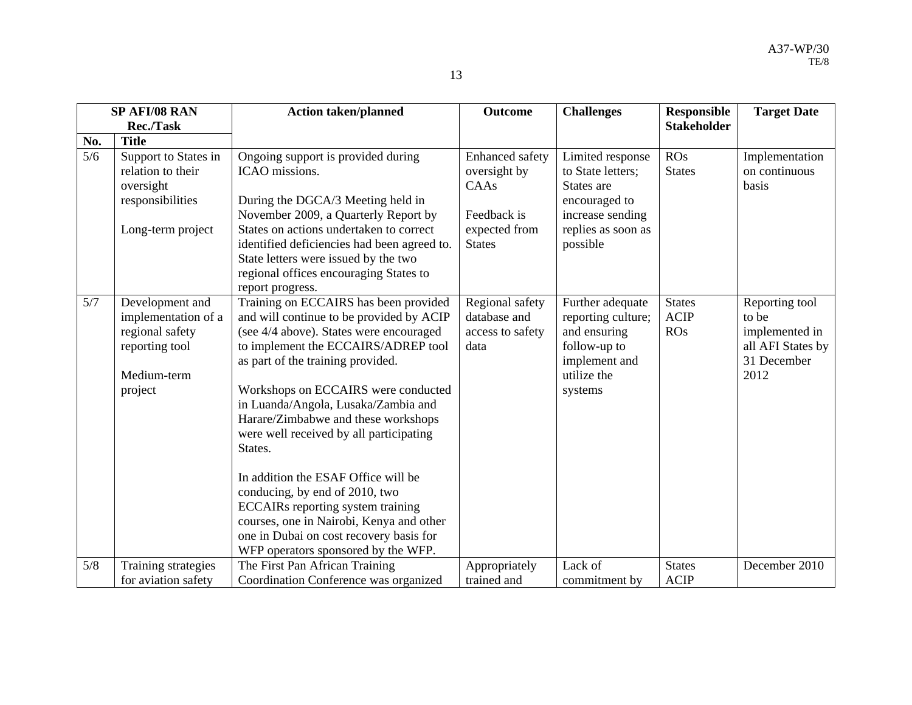| SP AFI/08 RAN Rec./Task | | Action taken/planned | Outcome | Challenges | Responsible Stakeholder | Target Date |
|---|---|---|---|---|---|---|
| No. | Title | | | | | |
| 5/6 | Support to States in relation to their oversight responsibilities<br><br>Long-term project | Ongoing support is provided during ICAO missions.<br><br>During the DGCA/3 Meeting held in November 2009, a Quarterly Report by States on actions undertaken to correct identified deficiencies had been agreed to. State letters were issued by the two regional offices encouraging States to report progress. | Enhanced safety oversight by CAAs<br><br>Feedback is expected from States | Limited response to State letters; States are encouraged to increase sending replies as soon as possible | ROs<br>States | Implementation on continuous basis |
| 5/7 | Development and implementation of a regional safety reporting tool<br><br>Medium-term project | Training on ECCAIRS has been provided and will continue to be provided by ACIP (see 4/4 above). States were encouraged to implement the ECCAIRS/ADREP tool as part of the training provided.<br><br>Workshops on ECCAIRS were conducted in Luanda/Angola, Lusaka/Zambia and Harare/Zimbabwe and these workshops were well received by all participating States.<br><br>In addition the ESAF Office will be conducing, by end of 2010, two ECCAIRs reporting system training courses, one in Nairobi, Kenya and other one in Dubai on cost recovery basis for WFP operators sponsored by the WFP. | Regional safety database and access to safety data | Further adequate reporting culture; and ensuring follow-up to implement and utilize the systems | States<br>ACIP<br>ROs | Reporting tool to be implemented in all AFI States by 31 December 2012 |
| 5/8 | Training strategies for aviation safety | The First Pan African Training Coordination Conference was organized | Appropriately trained and | Lack of commitment by | States<br>ACIP | December 2010 |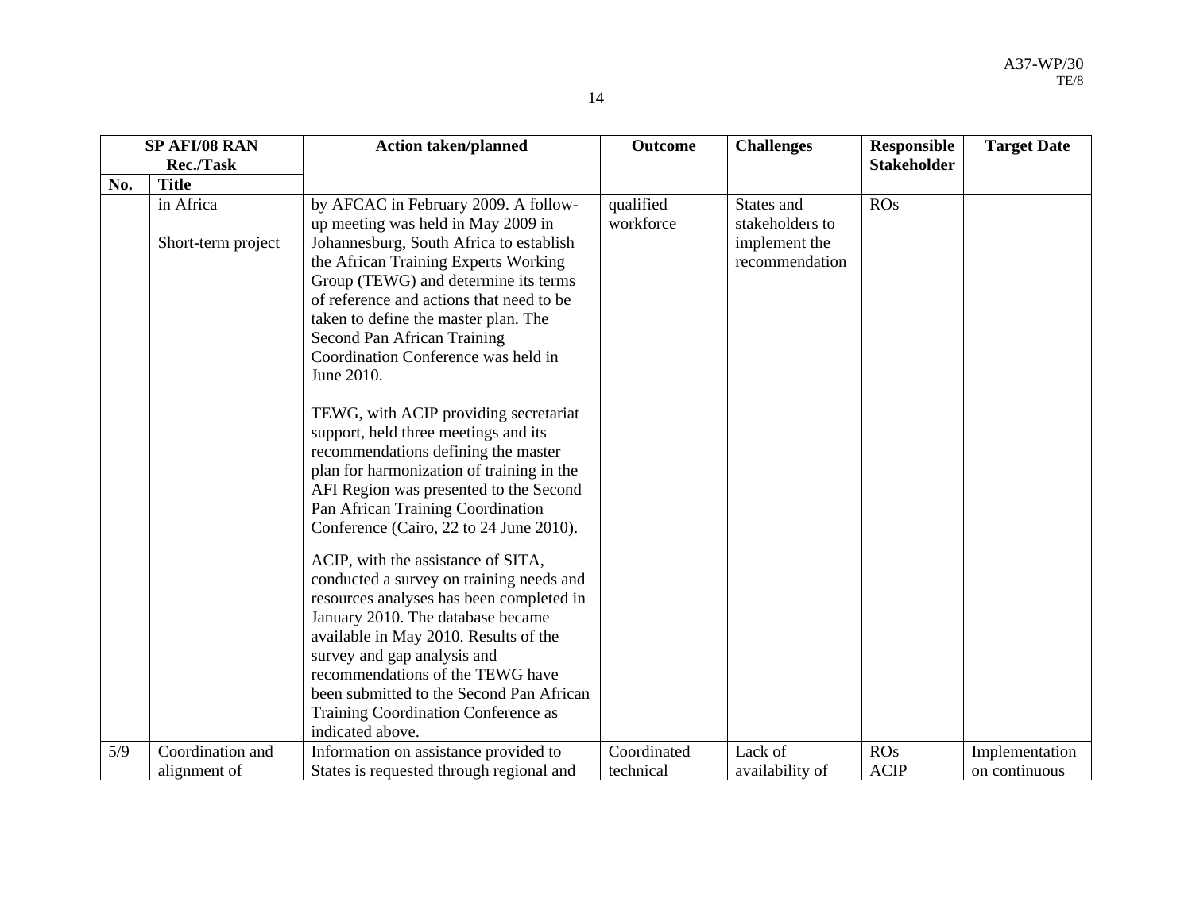| SP AFI/08 RAN Rec./Task | | Action taken/planned | Outcome | Challenges | Responsible Stakeholder | Target Date |
|---|---|---|---|---|---|---|
| No. | Title | | | | | |
| | in Africa<br><br>Short-term project | by AFCAC in February 2009. A follow-up meeting was held in May 2009 in Johannesburg, South Africa to establish the African Training Experts Working Group (TEWG) and determine its terms of reference and actions that need to be taken to define the master plan. The Second Pan African Training Coordination Conference was held in June 2010.<br><br>TEWG, with ACIP providing secretariat support, held three meetings and its recommendations defining the master plan for harmonization of training in the AFI Region was presented to the Second Pan African Training Coordination Conference (Cairo, 22 to 24 June 2010).<br><br>ACIP, with the assistance of SITA, conducted a survey on training needs and resources analyses has been completed in January 2010. The database became available in May 2010. Results of the survey and gap analysis and recommendations of the TEWG have been submitted to the Second Pan African Training Coordination Conference as indicated above. | qualified workforce | States and stakeholders to implement the recommendation | ROs | |
| 5/9 | Coordination and alignment of | Information on assistance provided to States is requested through regional and | Coordinated technical | Lack of availability of | ROs<br>ACIP | Implementation on continuous |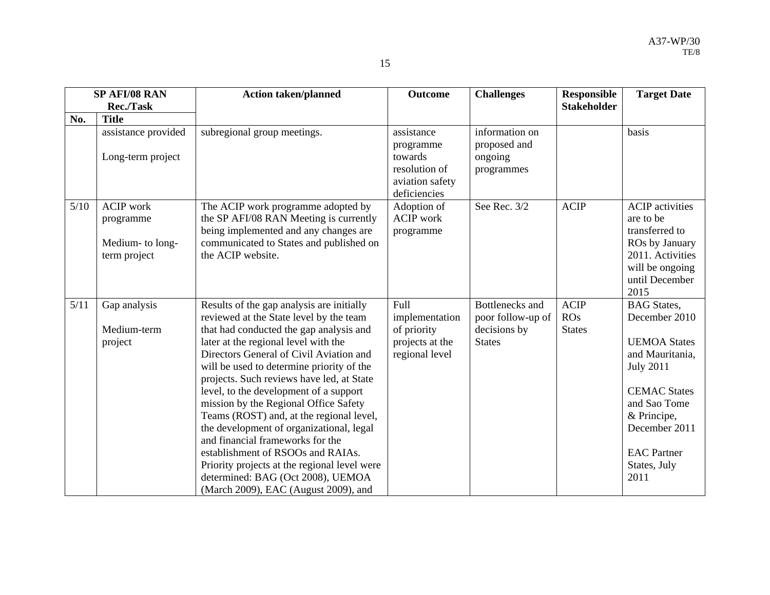| SP AFI/08 RAN Rec./Task | | Action taken/planned | Outcome | Challenges | Responsible Stakeholder | Target Date |
|---|---|---|---|---|---|---|
| No. | Title | | | | | |
| | assistance provided<br><br>Long-term project | subregional group meetings. | assistance programme towards resolution of aviation safety deficiencies | information on proposed and ongoing programmes | | basis |
| 5/10 | ACIP work programme<br><br>Medium- to long-term project | The ACIP work programme adopted by the SP AFI/08 RAN Meeting is currently being implemented and any changes are communicated to States and published on the ACIP website. | Adoption of ACIP work programme | See Rec. 3/2 | ACIP | ACIP activities are to be transferred to ROs by January 2011. Activities will be ongoing until December 2015 |
| 5/11 | Gap analysis<br><br>Medium-term project | Results of the gap analysis are initially reviewed at the State level by the team that had conducted the gap analysis and later at the regional level with the Directors General of Civil Aviation and will be used to determine priority of the projects. Such reviews have led, at State level, to the development of a support mission by the Regional Office Safety Teams (ROST) and, at the regional level, the development of organizational, legal and financial frameworks for the establishment of RSOOs and RAIAs. Priority projects at the regional level were determined: BAG (Oct 2008), UEMOA (March 2009), EAC (August 2009), and | Full implementation of priority projects at the regional level | Bottlenecks and poor follow-up of decisions by States | ACIP<br>ROs<br>States | BAG States, December 2010<br><br>UEMOA States and Mauritania, July 2011<br><br>CEMAC States and Sao Tome & Principe, December 2011<br><br>EAC Partner States, July 2011 |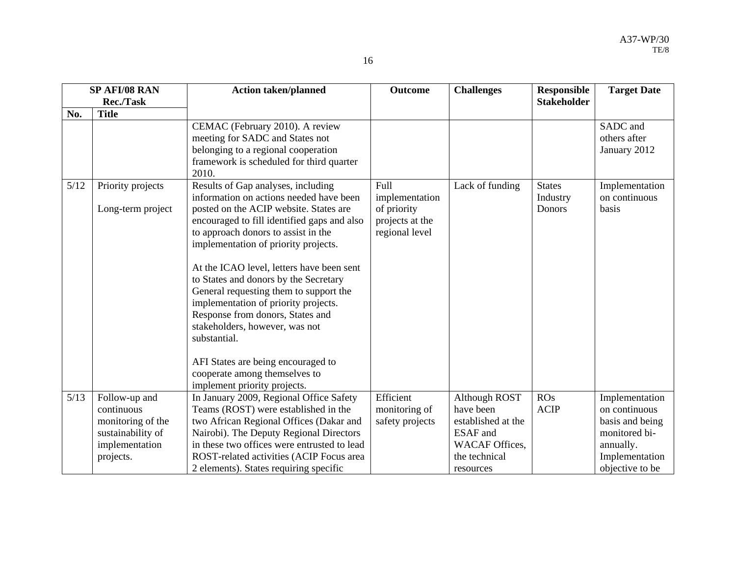| SP AFI/08 RAN Rec./Task | | Action taken/planned | Outcome | Challenges | Responsible Stakeholder | Target Date |
|---|---|---|---|---|---|---|
| No. | Title | | | | | |
| | | CEMAC (February 2010). A review meeting for SADC and States not belonging to a regional cooperation framework is scheduled for third quarter 2010. | | | | SADC and others after January 2012 |
| 5/12 | Priority projects<br><br>Long-term project | Results of Gap analyses, including information on actions needed have been posted on the ACIP website. States are encouraged to fill identified gaps and also to approach donors to assist in the implementation of priority projects.<br><br>At the ICAO level, letters have been sent to States and donors by the Secretary General requesting them to support the implementation of priority projects. Response from donors, States and stakeholders, however, was not substantial.<br><br>AFI States are being encouraged to cooperate among themselves to implement priority projects. | Full implementation of priority projects at the regional level | Lack of funding | States<br>Industry<br>Donors | Implementation on continuous basis |
| 5/13 | Follow-up and continuous monitoring of the sustainability of implementation projects. | In January 2009, Regional Office Safety Teams (ROST) were established in the two African Regional Offices (Dakar and Nairobi). The Deputy Regional Directors in these two offices were entrusted to lead ROST-related activities (ACIP Focus area 2 elements). States requiring specific | Efficient monitoring of safety projects | Although ROST have been established at the ESAF and WACAF Offices, the technical resources | ROs<br>ACIP | Implementation on continuous basis and being monitored bi-annually. Implementation objective to be |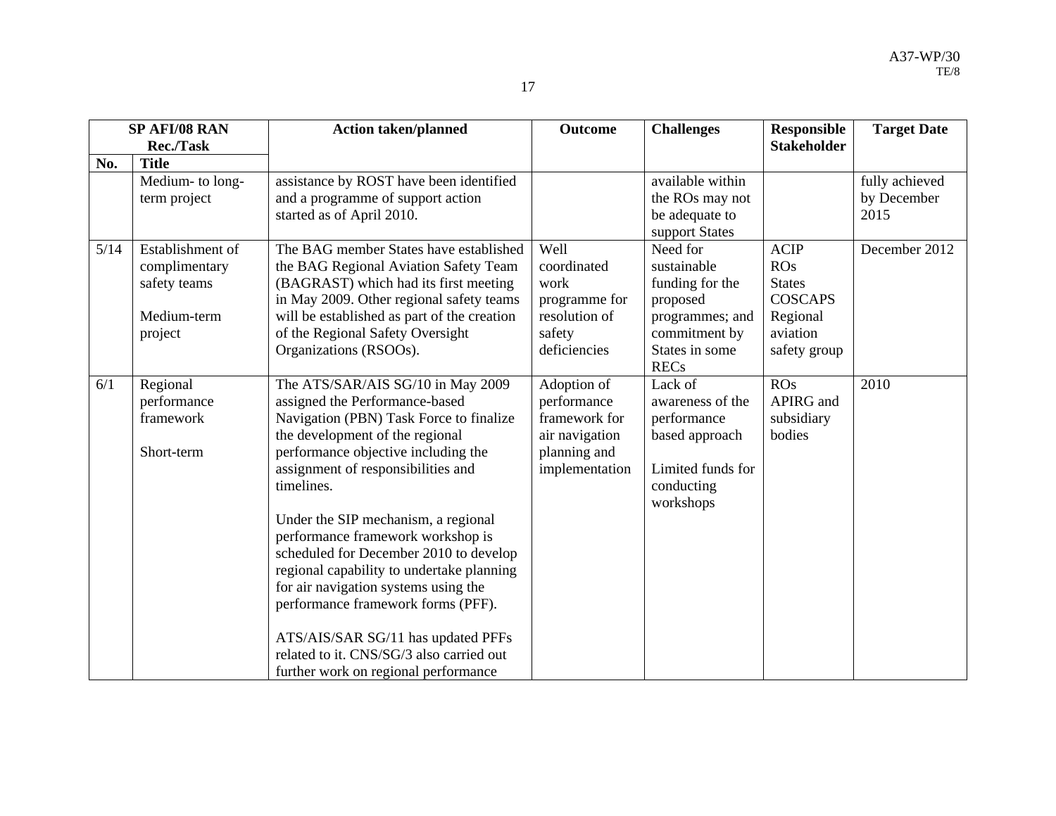| SP AFI/08 RAN Rec./Task | | Action taken/planned | Outcome | Challenges | Responsible Stakeholder | Target Date |
|---|---|---|---|---|---|---|
| No. | Title | | | | | |
| | Medium- to long-term project | assistance by ROST have been identified and a programme of support action started as of April 2010. | | available within the ROs may not be adequate to support States | | fully achieved by December 2015 |
| 5/14 | Establishment of complimentary safety teams<br><br>Medium-term project | The BAG member States have established the BAG Regional Aviation Safety Team (BAGRAST) which had its first meeting in May 2009. Other regional safety teams will be established as part of the creation of the Regional Safety Oversight Organizations (RSOOs). | Well coordinated work programme for resolution of safety deficiencies | Need for sustainable funding for the proposed programmes; and commitment by States in some RECs | ACIP<br>ROs<br>States<br>COSCAPS<br>Regional aviation safety group | December 2012 |
| 6/1 | Regional performance framework<br><br>Short-term | The ATS/SAR/AIS SG/10 in May 2009 assigned the Performance-based Navigation (PBN) Task Force to finalize the development of the regional performance objective including the assignment of responsibilities and timelines.<br><br>Under the SIP mechanism, a regional performance framework workshop is scheduled for December 2010 to develop regional capability to undertake planning for air navigation systems using the performance framework forms (PFF).<br><br>ATS/AIS/SAR SG/11 has updated PFFs related to it. CNS/SG/3 also carried out further work on regional performance | Adoption of performance framework for air navigation planning and implementation | Lack of awareness of the performance based approach<br><br>Limited funds for conducting workshops | ROs<br>APIRG and subsidiary bodies | 2010 |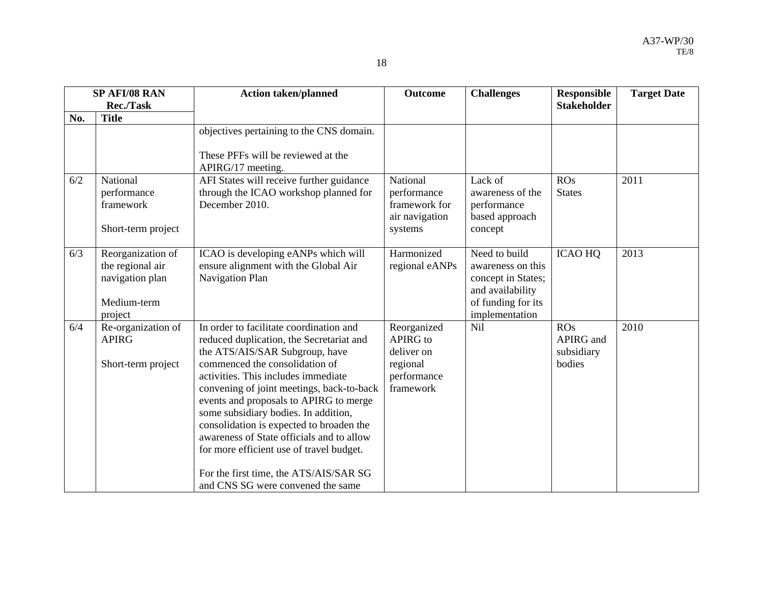| SP AFI/08 RAN Rec./Task | | Action taken/planned | Outcome | Challenges | Responsible Stakeholder | Target Date |
|---|---|---|---|---|---|---|
| No. | Title | | | | | |
| | | objectives pertaining to the CNS domain.<br><br>These PFFs will be reviewed at the APIRG/17 meeting. | | | | |
| 6/2 | National performance framework<br><br>Short-term project | AFI States will receive further guidance through the ICAO workshop planned for December 2010. | National performance framework for air navigation systems | Lack of awareness of the performance based approach concept | ROs<br>States | 2011 |
| 6/3 | Reorganization of the regional air navigation plan<br><br>Medium-term project | ICAO is developing eANPs which will ensure alignment with the Global Air Navigation Plan | Harmonized regional eANPs | Need to build awareness on this concept in States; and availability of funding for its implementation | ICAO HQ | 2013 |
| 6/4 | Re-organization of APIRG<br><br>Short-term project | In order to facilitate coordination and reduced duplication, the Secretariat and the ATS/AIS/SAR Subgroup, have commenced the consolidation of activities. This includes immediate convening of joint meetings, back-to-back events and proposals to APIRG to merge some subsidiary bodies. In addition, consolidation is expected to broaden the awareness of State officials and to allow for more efficient use of travel budget.<br><br>For the first time, the ATS/AIS/SAR SG and CNS SG were convened the same | Reorganized APIRG to deliver on regional performance framework | Nil | ROs<br>APIRG and subsidiary bodies | 2010 |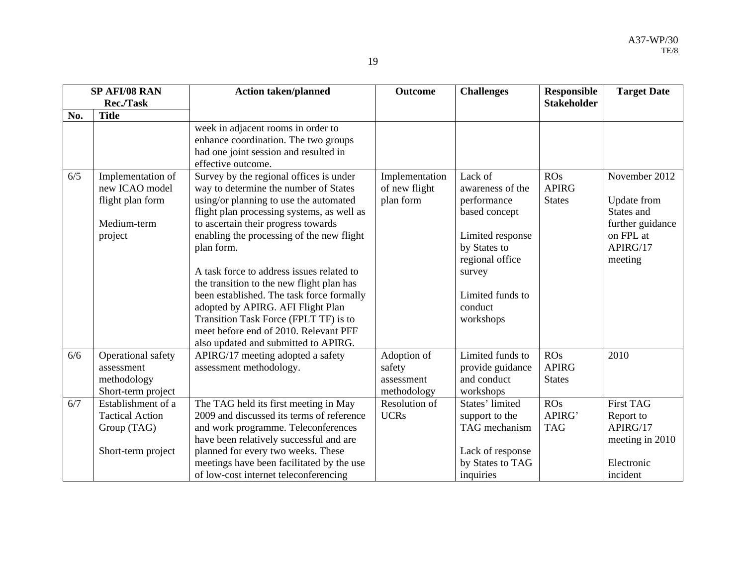| SP AFI/08 RAN Rec./Task | | Action taken/planned | Outcome | Challenges | Responsible Stakeholder | Target Date |
|---|---|---|---|---|---|---|
| No. | Title | | | | | |
| | | week in adjacent rooms in order to enhance coordination. The two groups had one joint session and resulted in effective outcome. | | | | |
| 6/5 | Implementation of new ICAO model flight plan form<br><br>Medium-term project | Survey by the regional offices is under way to determine the number of States using/or planning to use the automated flight plan processing systems, as well as to ascertain their progress towards enabling the processing of the new flight plan form.<br><br>A task force to address issues related to the transition to the new flight plan has been established. The task force formally adopted by APIRG. AFI Flight Plan Transition Task Force (FPLT TF) is to meet before end of 2010. Relevant PFF also updated and submitted to APIRG. | Implementation of new flight plan form | Lack of awareness of the performance based concept<br><br>Limited response by States to regional office survey<br><br>Limited funds to conduct workshops | ROs<br>APIRG<br>States | November 2012<br><br>Update from States and further guidance on FPL at APIRG/17 meeting |
| 6/6 | Operational safety assessment methodology<br>Short-term project | APIRG/17 meeting adopted a safety assessment methodology. | Adoption of safety assessment methodology | Limited funds to provide guidance and conduct workshops | ROs<br>APIRG<br>States | 2010 |
| 6/7 | Establishment of a Tactical Action Group (TAG)<br><br>Short-term project | The TAG held its first meeting in May 2009 and discussed its terms of reference and work programme. Teleconferences have been relatively successful and are planned for every two weeks. These meetings have been facilitated by the use of low-cost internet teleconferencing | Resolution of UCRs | States' limited support to the TAG mechanism<br><br>Lack of response by States to TAG inquiries | ROs<br>APIRG'<br>TAG | First TAG Report to APIRG/17 meeting in 2010<br><br>Electronic incident |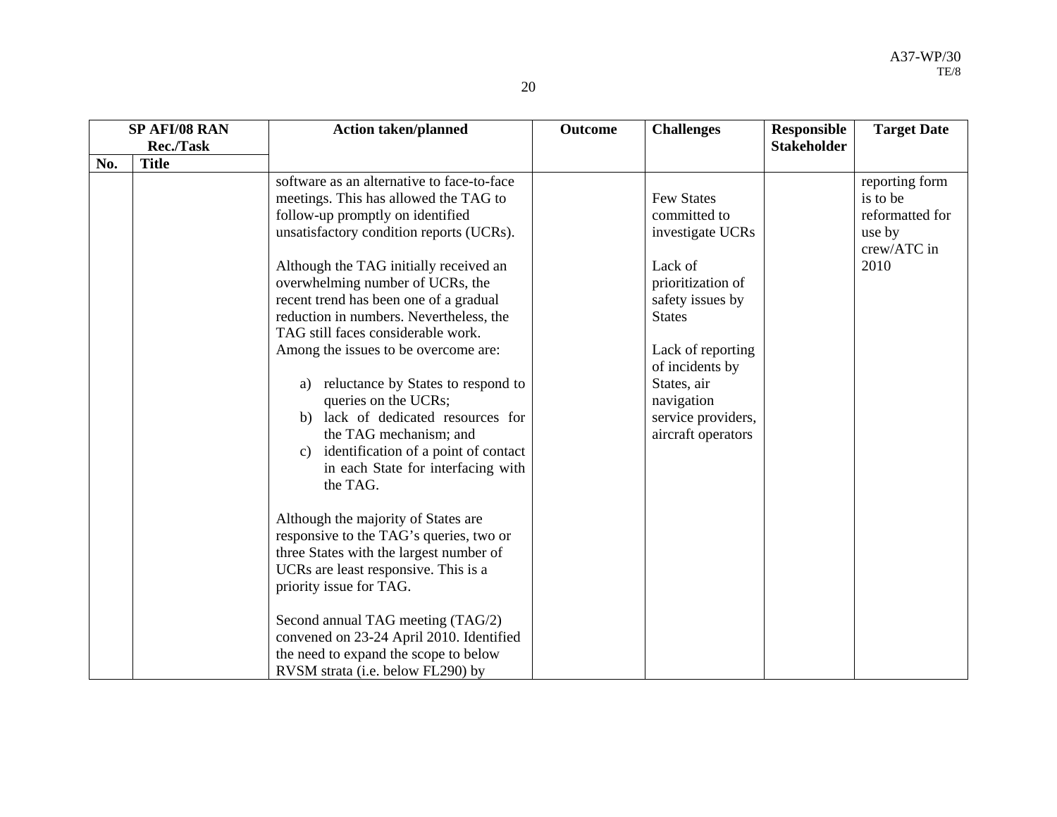| SP AFI/08 RAN Rec./Task | | Action taken/planned | Outcome | Challenges | Responsible Stakeholder | Target Date |
|---|---|---|---|---|---|---|
| No. | Title | | | | | |
| | | software as an alternative to face-to-face meetings. This has allowed the TAG to follow-up promptly on identified unsatisfactory condition reports (UCRs).<br><br>Although the TAG initially received an overwhelming number of UCRs, the recent trend has been one of a gradual reduction in numbers. Nevertheless, the TAG still faces considerable work. Among the issues to be overcome are:<br><br>a) reluctance by States to respond to queries on the UCRs;<br>b) lack of dedicated resources for the TAG mechanism; and<br>c) identification of a point of contact in each State for interfacing with the TAG.<br><br>Although the majority of States are responsive to the TAG's queries, two or three States with the largest number of UCRs are least responsive. This is a priority issue for TAG.<br><br>Second annual TAG meeting (TAG/2) convened on 23-24 April 2010. Identified the need to expand the scope to below RVSM strata (i.e. below FL290) by | | Few States committed to investigate UCRs<br><br>Lack of prioritization of safety issues by States<br><br>Lack of reporting of incidents by States, air navigation service providers, aircraft operators | | reporting form is to be reformatted for use by crew/ATC in 2010 |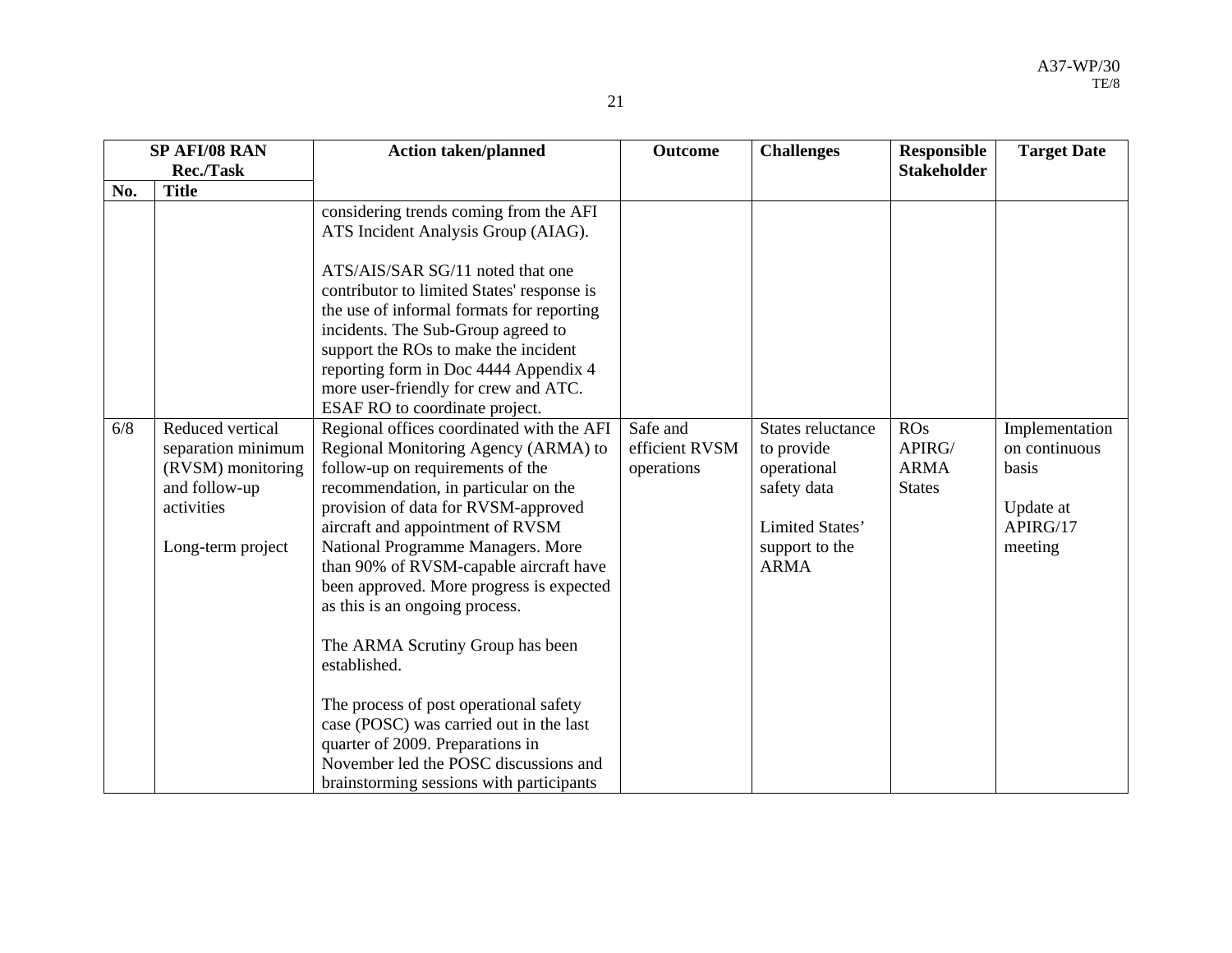| SP AFI/08 RAN Rec./Task | | Action taken/planned | Outcome | Challenges | Responsible Stakeholder | Target Date |
|---|---|---|---|---|---|---|
| No. | Title | | | | | |
| | | considering trends coming from the AFI ATS Incident Analysis Group (AIAG).<br><br>ATS/AIS/SAR SG/11 noted that one contributor to limited States' response is the use of informal formats for reporting incidents. The Sub-Group agreed to support the ROs to make the incident reporting form in Doc 4444 Appendix 4 more user-friendly for crew and ATC. ESAF RO to coordinate project. | | | | |
| 6/8 | Reduced vertical separation minimum (RVSM) monitoring and follow-up activities<br><br>Long-term project | Regional offices coordinated with the AFI Regional Monitoring Agency (ARMA) to follow-up on requirements of the recommendation, in particular on the provision of data for RVSM-approved aircraft and appointment of RVSM National Programme Managers. More than 90% of RVSM-capable aircraft have been approved. More progress is expected as this is an ongoing process.<br><br>The ARMA Scrutiny Group has been established.<br><br>The process of post operational safety case (POSC) was carried out in the last quarter of 2009. Preparations in November led the POSC discussions and brainstorming sessions with participants | Safe and efficient RVSM operations | States reluctance to provide operational safety data<br><br>Limited States' support to the ARMA | ROs<br>APIRG/<br>ARMA<br>States | Implementation on continuous basis<br><br>Update at APIRG/17 meeting |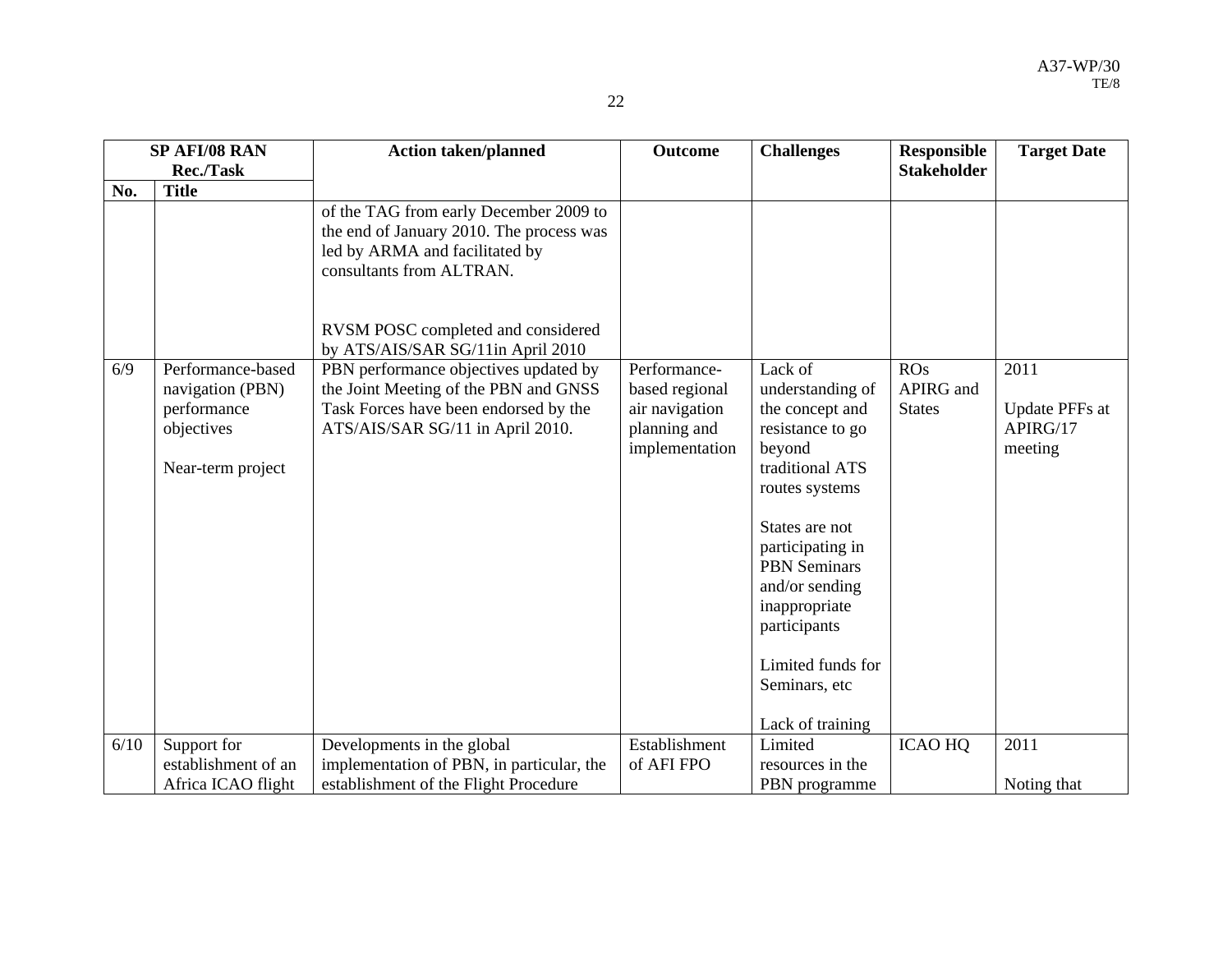| SP AFI/08 RAN Rec./Task | | Action taken/planned | Outcome | Challenges | Responsible Stakeholder | Target Date |
|---|---|---|---|---|---|---|
| No. | Title | | | | | |
| | | of the TAG from early December 2009 to the end of January 2010. The process was led by ARMA and facilitated by consultants from ALTRAN.<br><br>RVSM POSC completed and considered by ATS/AIS/SAR SG/11in April 2010 | | | | |
| 6/9 | Performance-based navigation (PBN) performance objectives<br><br>Near-term project | PBN performance objectives updated by the Joint Meeting of the PBN and GNSS Task Forces have been endorsed by the ATS/AIS/SAR SG/11 in April 2010. | Performance-based regional air navigation planning and implementation | Lack of understanding of the concept and resistance to go beyond traditional ATS routes systems<br><br>States are not participating in PBN Seminars and/or sending inappropriate participants<br><br>Limited funds for Seminars, etc<br><br>Lack of training | ROs APIRG and States | 2011<br><br>Update PFFs at APIRG/17 meeting |
| 6/10 | Support for establishment of an Africa ICAO flight | Developments in the global implementation of PBN, in particular, the establishment of the Flight Procedure | Establishment of AFI FPO | Limited resources in the PBN programme | ICAO HQ | 2011<br><br>Noting that |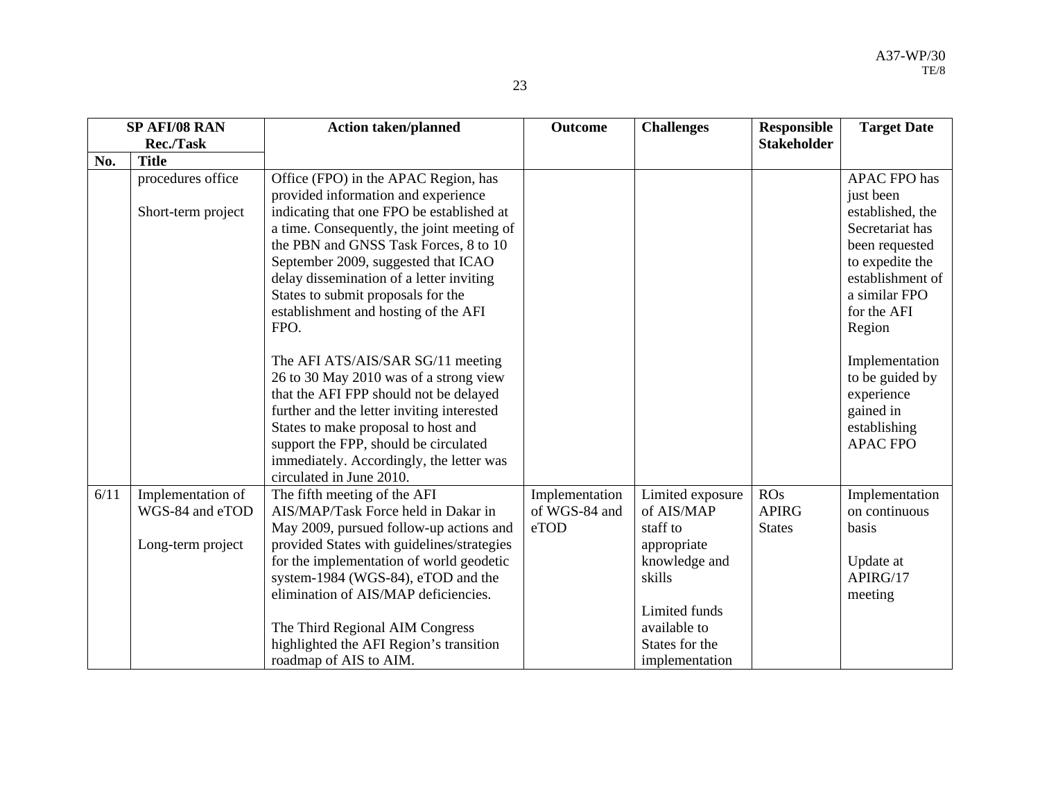| SP AFI/08 RAN Rec./Task | | Action taken/planned | Outcome | Challenges | Responsible Stakeholder | Target Date |
|---|---|---|---|---|---|---|
| No. | Title | | | | | |
| | procedures office<br><br>Short-term project | Office (FPO) in the APAC Region, has provided information and experience indicating that one FPO be established at a time. Consequently, the joint meeting of the PBN and GNSS Task Forces, 8 to 10 September 2009, suggested that ICAO delay dissemination of a letter inviting States to submit proposals for the establishment and hosting of the AFI FPO.<br><br>The AFI ATS/AIS/SAR SG/11 meeting 26 to 30 May 2010 was of a strong view that the AFI FPP should not be delayed further and the letter inviting interested States to make proposal to host and support the FPP, should be circulated immediately. Accordingly, the letter was circulated in June 2010. | | | | APAC FPO has just been established, the Secretariat has been requested to expedite the establishment of a similar FPO for the AFI Region<br><br>Implementation to be guided by experience gained in establishing APAC FPO |
| 6/11 | Implementation of WGS-84 and eTOD<br><br>Long-term project | The fifth meeting of the AFI AIS/MAP/Task Force held in Dakar in May 2009, pursued follow-up actions and provided States with guidelines/strategies for the implementation of world geodetic system-1984 (WGS-84), eTOD and the elimination of AIS/MAP deficiencies.<br><br>The Third Regional AIM Congress highlighted the AFI Region's transition roadmap of AIS to AIM. | Implementation of WGS-84 and eTOD | Limited exposure of AIS/MAP staff to appropriate knowledge and skills<br><br>Limited funds available to States for the implementation | ROs<br>APIRG<br>States | Implementation on continuous basis<br><br>Update at APIRG/17 meeting |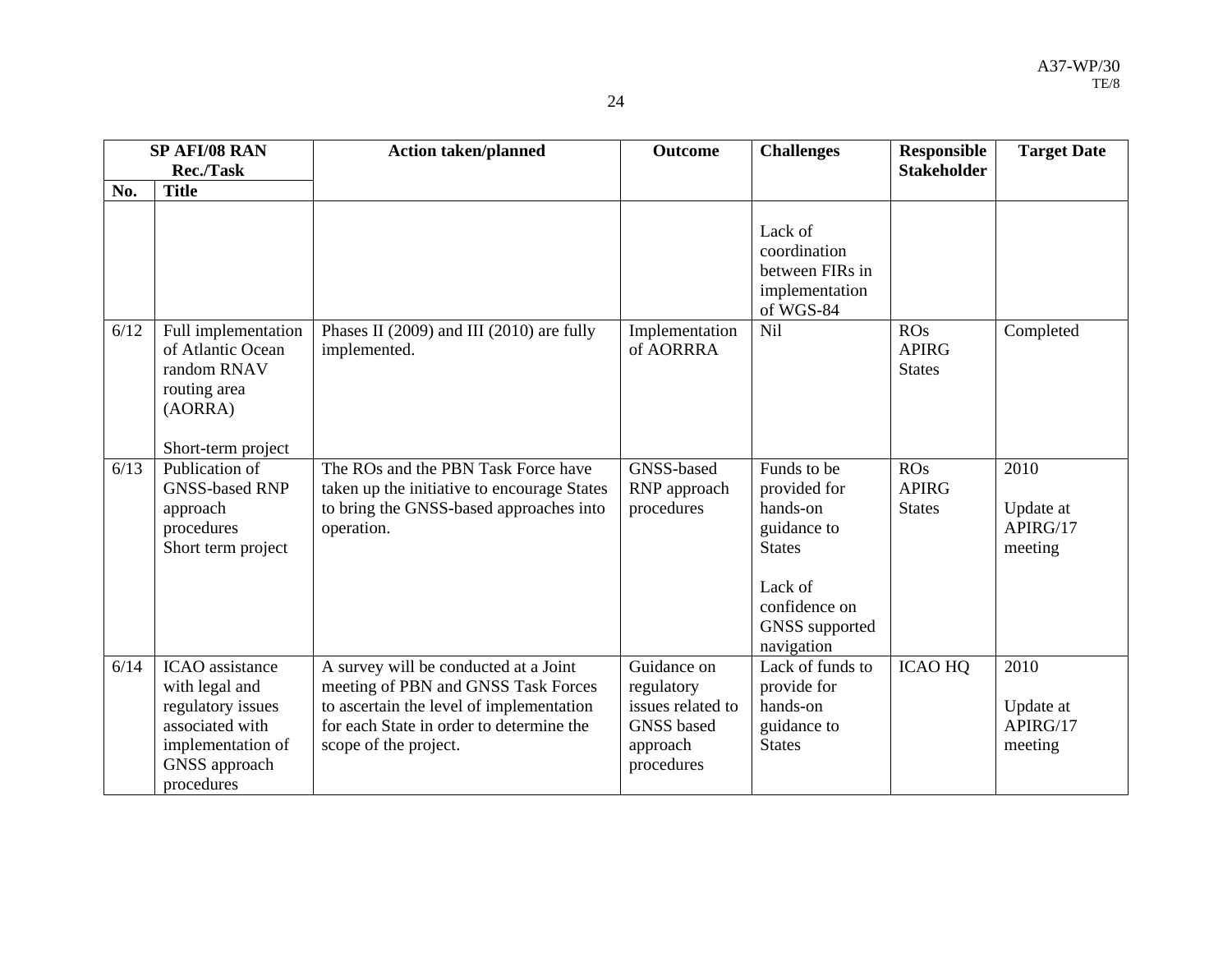| SP AFI/08 RAN Rec./Task | | Action taken/planned | Outcome | Challenges | Responsible Stakeholder | Target Date |
|---|---|---|---|---|---|---|
| No. | Title | | | | | |
| | | | | Lack of coordination between FIRs in implementation of WGS-84 | | |
| 6/12 | Full implementation of Atlantic Ocean random RNAV routing area (AORRA)<br><br>Short-term project | Phases II (2009) and III (2010) are fully implemented. | Implementation of AORRRA | Nil | ROs<br>APIRG<br>States | Completed |
| 6/13 | Publication of GNSS-based RNP approach procedures<br>Short term project | The ROs and the PBN Task Force have taken up the initiative to encourage States to bring the GNSS-based approaches into operation. | GNSS-based RNP approach procedures | Funds to be provided for hands-on guidance to States<br><br>Lack of confidence on GNSS supported navigation | ROs<br>APIRG<br>States | 2010<br><br>Update at APIRG/17 meeting |
| 6/14 | ICAO assistance with legal and regulatory issues associated with implementation of GNSS approach procedures | A survey will be conducted at a Joint meeting of PBN and GNSS Task Forces to ascertain the level of implementation for each State in order to determine the scope of the project. | Guidance on regulatory issues related to GNSS based approach procedures | Lack of funds to provide for hands-on guidance to States | ICAO HQ | 2010<br><br>Update at APIRG/17 meeting |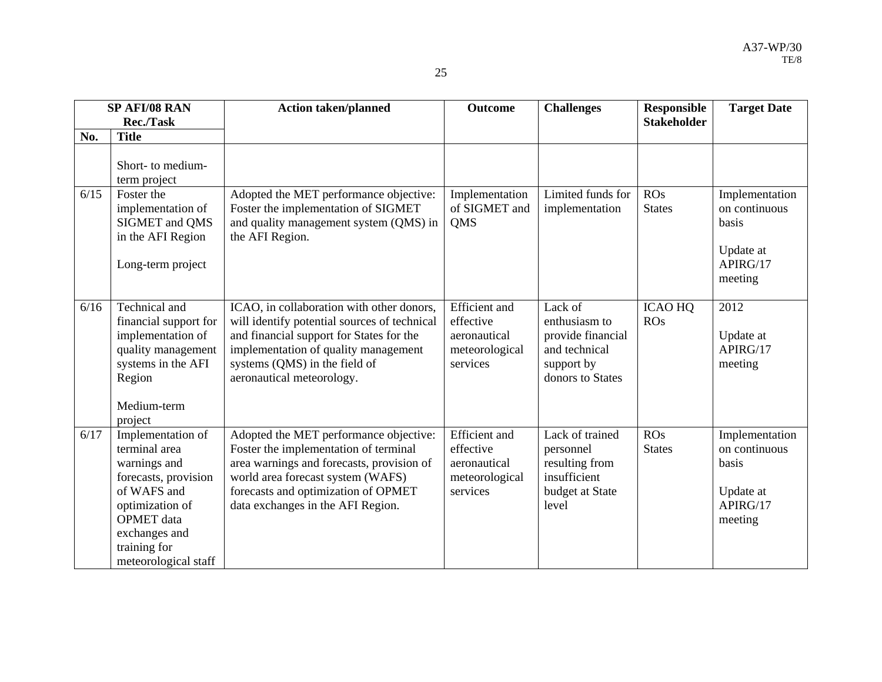| SP AFI/08 RAN Rec./Task | | Action taken/planned | Outcome | Challenges | Responsible Stakeholder | Target Date |
|---|---|---|---|---|---|---|
| No. | Title | | | | | |
| | Short- to medium-term project | | | | | |
| 6/15 | Foster the implementation of SIGMET and QMS in the AFI Region<br><br>Long-term project | Adopted the MET performance objective: Foster the implementation of SIGMET and quality management system (QMS) in the AFI Region. | Implementation of SIGMET and QMS | Limited funds for implementation | ROs<br>States | Implementation on continuous basis<br><br>Update at APIRG/17 meeting |
| 6/16 | Technical and financial support for implementation of quality management systems in the AFI Region<br><br>Medium-term project | ICAO, in collaboration with other donors, will identify potential sources of technical and financial support for States for the implementation of quality management systems (QMS) in the field of aeronautical meteorology. | Efficient and effective aeronautical meteorological services | Lack of enthusiasm to provide financial and technical support by donors to States | ICAO HQ<br>ROs | 2012<br><br>Update at APIRG/17 meeting |
| 6/17 | Implementation of terminal area warnings and forecasts, provision of WAFS and optimization of OPMET data exchanges and training for meteorological staff | Adopted the MET performance objective: Foster the implementation of terminal area warnings and forecasts, provision of world area forecast system (WAFS) forecasts and optimization of OPMET data exchanges in the AFI Region. | Efficient and effective aeronautical meteorological services | Lack of trained personnel resulting from insufficient budget at State level | ROs<br>States | Implementation on continuous basis<br><br>Update at APIRG/17 meeting |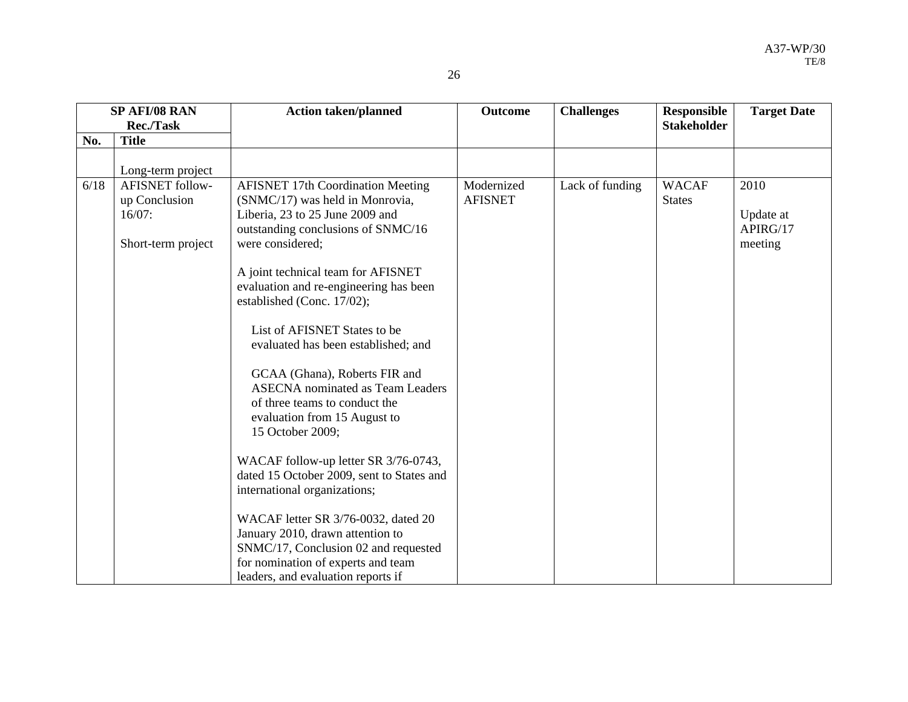| SP AFI/08 RAN Rec./Task | | Action taken/planned | Outcome | Challenges | Responsible Stakeholder | Target Date |
|---|---|---|---|---|---|---|
| No. | Title | | | | | |
| | Long-term project | | | | | |
| 6/18 | AFISNET follow-up Conclusion 16/07:<br><br>Short-term project | AFISNET 17th Coordination Meeting (SNMC/17) was held in Monrovia, Liberia, 23 to 25 June 2009 and outstanding conclusions of SNMC/16 were considered;<br><br>A joint technical team for AFISNET evaluation and re-engineering has been established (Conc. 17/02);<br><br>List of AFISNET States to be evaluated has been established; and<br><br>GCAA (Ghana), Roberts FIR and ASECNA nominated as Team Leaders of three teams to conduct the evaluation from 15 August to 15 October 2009;<br><br>WACAF follow-up letter SR 3/76-0743, dated 15 October 2009, sent to States and international organizations;<br><br>WACAF letter SR 3/76-0032, dated 20 January 2010, drawn attention to SNMC/17, Conclusion 02 and requested for nomination of experts and team leaders, and evaluation reports if | Modernized AFISNET | Lack of funding | WACAF States | 2010<br><br>Update at APIRG/17 meeting |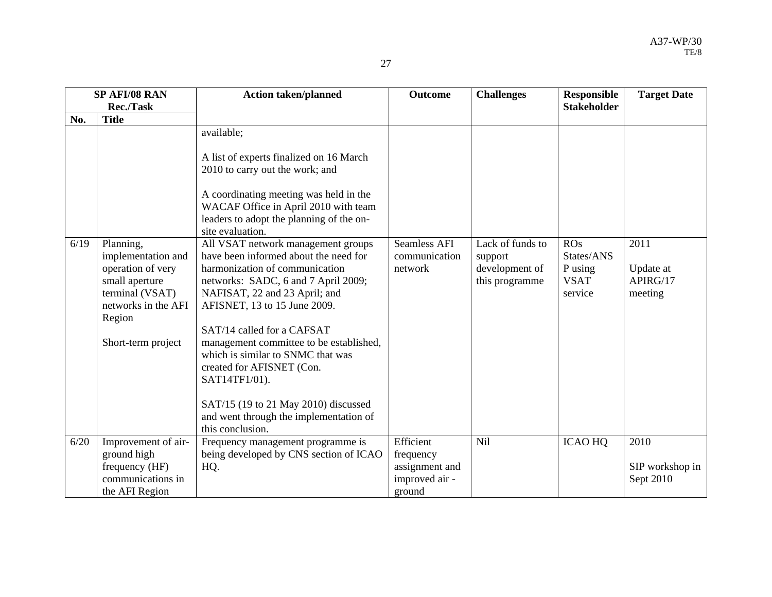| SP AFI/08 RAN Rec./Task | | Action taken/planned | Outcome | Challenges | Responsible Stakeholder | Target Date |
|---|---|---|---|---|---|---|
| No. | Title | | | | | |
| | | available;<br><br>A list of experts finalized on 16 March 2010 to carry out the work; and<br><br>A coordinating meeting was held in the WACAF Office in April 2010 with team leaders to adopt the planning of the on-site evaluation. | | | | |
| 6/19 | Planning, implementation and operation of very small aperture terminal (VSAT) networks in the AFI Region<br><br>Short-term project | All VSAT network management groups have been informed about the need for harmonization of communication networks: SADC, 6 and 7 April 2009; NAFISAT, 22 and 23 April; and AFISNET, 13 to 15 June 2009.<br><br>SAT/14 called for a CAFSAT management committee to be established, which is similar to SNMC that was created for AFISNET (Con. SAT14TF1/01).<br><br>SAT/15 (19 to 21 May 2010) discussed and went through the implementation of this conclusion. | Seamless AFI communication network | Lack of funds to support development of this programme | ROs States/ANSP using VSAT service | 2011<br><br>Update at APIRG/17 meeting |
| 6/20 | Improvement of air-ground high frequency (HF) communications in the AFI Region | Frequency management programme is being developed by CNS section of ICAO HQ. | Efficient frequency assignment and improved air - ground | Nil | ICAO HQ | 2010<br><br>SIP workshop in Sept 2010 |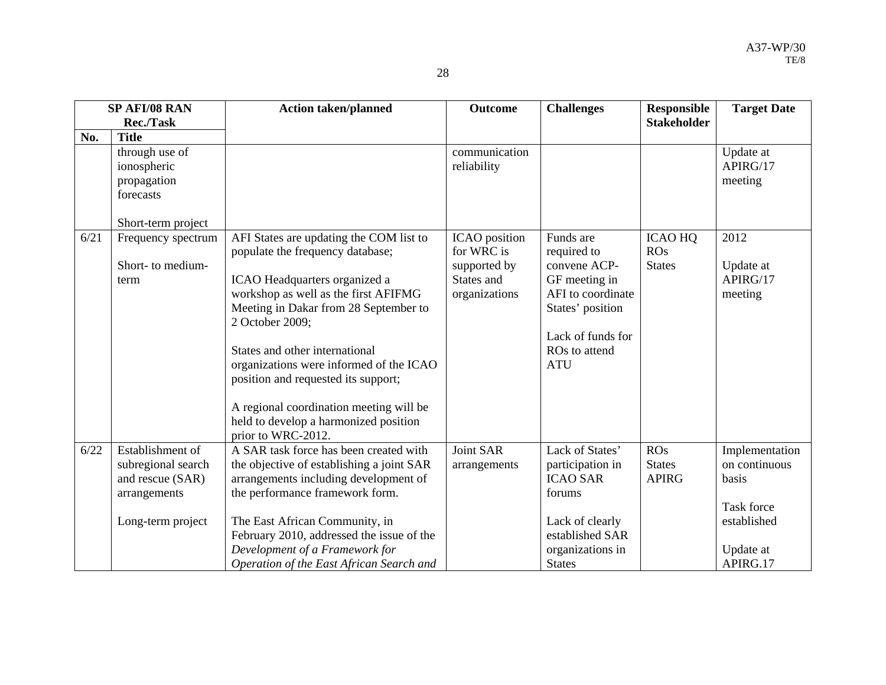| SP AFI/08 RAN Rec./Task | | Action taken/planned | Outcome | Challenges | Responsible Stakeholder | Target Date |
|---|---|---|---|---|---|---|
| No. | Title | | | | | |
| | through use of ionospheric propagation forecasts<br><br>Short-term project | | communication reliability | | | Update at APIRG/17 meeting |
| 6/21 | Frequency spectrum<br><br>Short- to medium-term | AFI States are updating the COM list to populate the frequency database;<br><br>ICAO Headquarters organized a workshop as well as the first AFIFMG Meeting in Dakar from 28 September to 2 October 2009;<br><br>States and other international organizations were informed of the ICAO position and requested its support;<br><br>A regional coordination meeting will be held to develop a harmonized position prior to WRC-2012. | ICAO position for WRC is supported by States and organizations | Funds are required to convene ACP-GF meeting in AFI to coordinate States' position<br><br>Lack of funds for ROs to attend ATU | ICAO HQ<br>ROs<br>States | 2012<br><br>Update at APIRG/17 meeting |
| 6/22 | Establishment of subregional search and rescue (SAR) arrangements<br><br>Long-term project | A SAR task force has been created with the objective of establishing a joint SAR arrangements including development of the performance framework form.<br><br>The East African Community, in February 2010, addressed the issue of the *Development of a Framework for Operation of the East African Search and* | Joint SAR arrangements | Lack of States' participation in ICAO SAR forums<br><br>Lack of clearly established SAR organizations in States | ROs<br>States<br>APIRG | Implementation on continuous basis<br><br>Task force established<br><br>Update at APIRG.17 |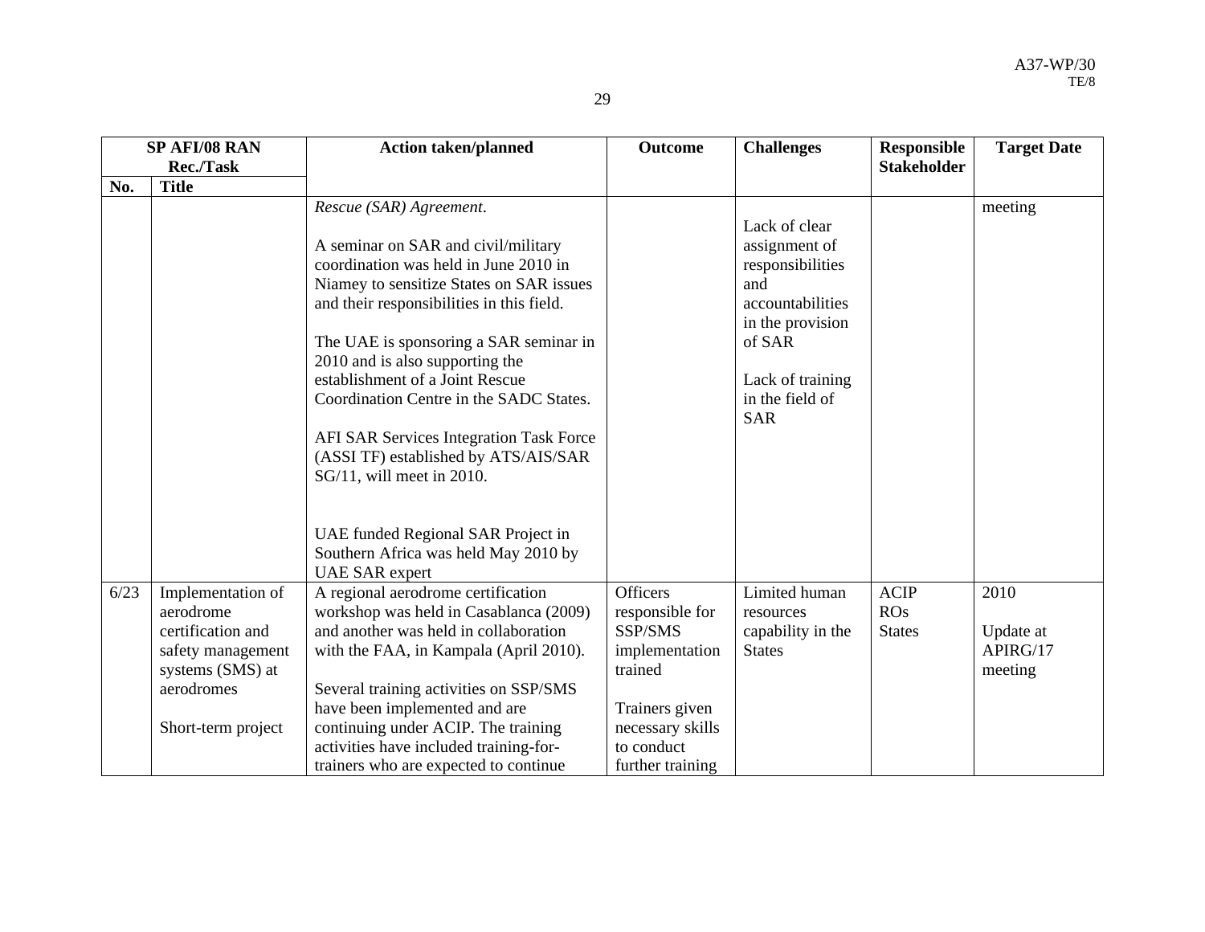| SP AFI/08 RAN Rec./Task | | Action taken/planned | Outcome | Challenges | Responsible Stakeholder | Target Date |
|---|---|---|---|---|---|---|
| No. | Title | | | | | |
| | | *Rescue (SAR) Agreement*.<br><br>A seminar on SAR and civil/military coordination was held in June 2010 in Niamey to sensitize States on SAR issues and their responsibilities in this field.<br><br>The UAE is sponsoring a SAR seminar in 2010 and is also supporting the establishment of a Joint Rescue Coordination Centre in the SADC States.<br><br>AFI SAR Services Integration Task Force (ASSI TF) established by ATS/AIS/SAR SG/11, will meet in 2010.<br><br>UAE funded Regional SAR Project in Southern Africa was held May 2010 by UAE SAR expert | | Lack of clear assignment of responsibilities and accountabilities in the provision of SAR<br><br>Lack of training in the field of SAR | | meeting |
| 6/23 | Implementation of aerodrome certification and safety management systems (SMS) at aerodromes<br><br>Short-term project | A regional aerodrome certification workshop was held in Casablanca (2009) and another was held in collaboration with the FAA, in Kampala (April 2010).<br><br>Several training activities on SSP/SMS have been implemented and are continuing under ACIP. The training activities have included training-for-trainers who are expected to continue | Officers responsible for SSP/SMS implementation trained<br><br>Trainers given necessary skills to conduct further training | Limited human resources capability in the States | ACIP<br>ROs<br>States | 2010<br><br>Update at APIRG/17 meeting |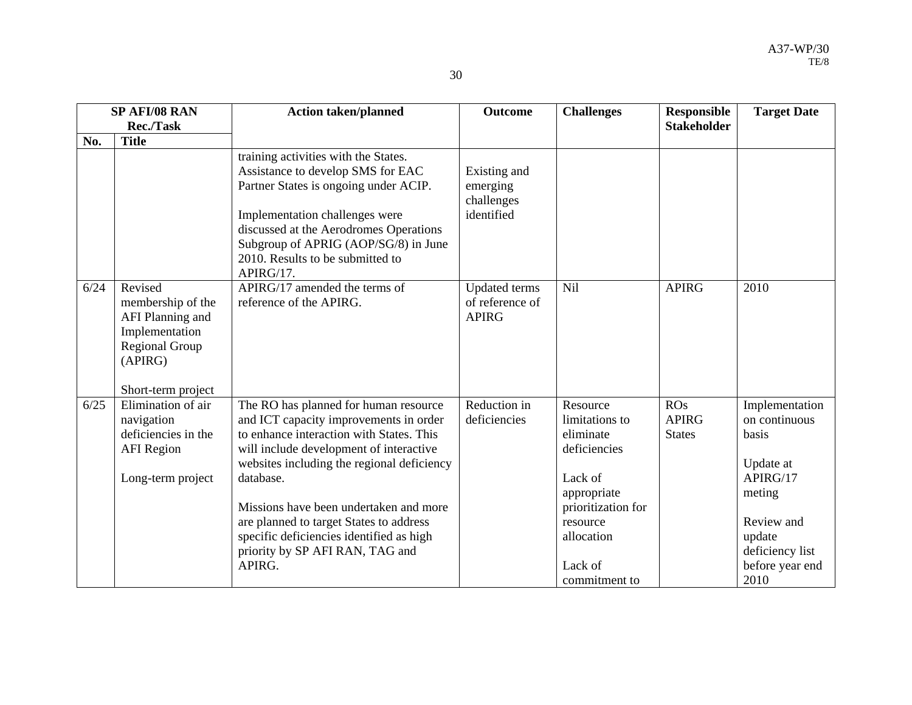| SP AFI/08 RAN Rec./Task | | Action taken/planned | Outcome | Challenges | Responsible Stakeholder | Target Date |
|---|---|---|---|---|---|---|
| No. | Title | | | | | |
| | | training activities with the States. Assistance to develop SMS for EAC Partner States is ongoing under ACIP.<br><br>Implementation challenges were discussed at the Aerodromes Operations Subgroup of APRIG (AOP/SG/8) in June 2010. Results to be submitted to APIRG/17. | Existing and emerging challenges identified | | | |
| 6/24 | Revised membership of the AFI Planning and Implementation Regional Group (APIRG)<br><br>Short-term project | APIRG/17 amended the terms of reference of the APIRG. | Updated terms of reference of APIRG | Nil | APIRG | 2010 |
| 6/25 | Elimination of air navigation deficiencies in the AFI Region<br><br>Long-term project | The RO has planned for human resource and ICT capacity improvements in order to enhance interaction with States. This will include development of interactive websites including the regional deficiency database.<br><br>Missions have been undertaken and more are planned to target States to address specific deficiencies identified as high priority by SP AFI RAN, TAG and APIRG. | Reduction in deficiencies | Resource limitations to eliminate deficiencies<br><br>Lack of appropriate prioritization for resource allocation<br><br>Lack of commitment to | ROs<br>APIRG<br>States | Implementation on continuous basis<br><br>Update at APIRG/17 meting<br><br>Review and update deficiency list before year end 2010 |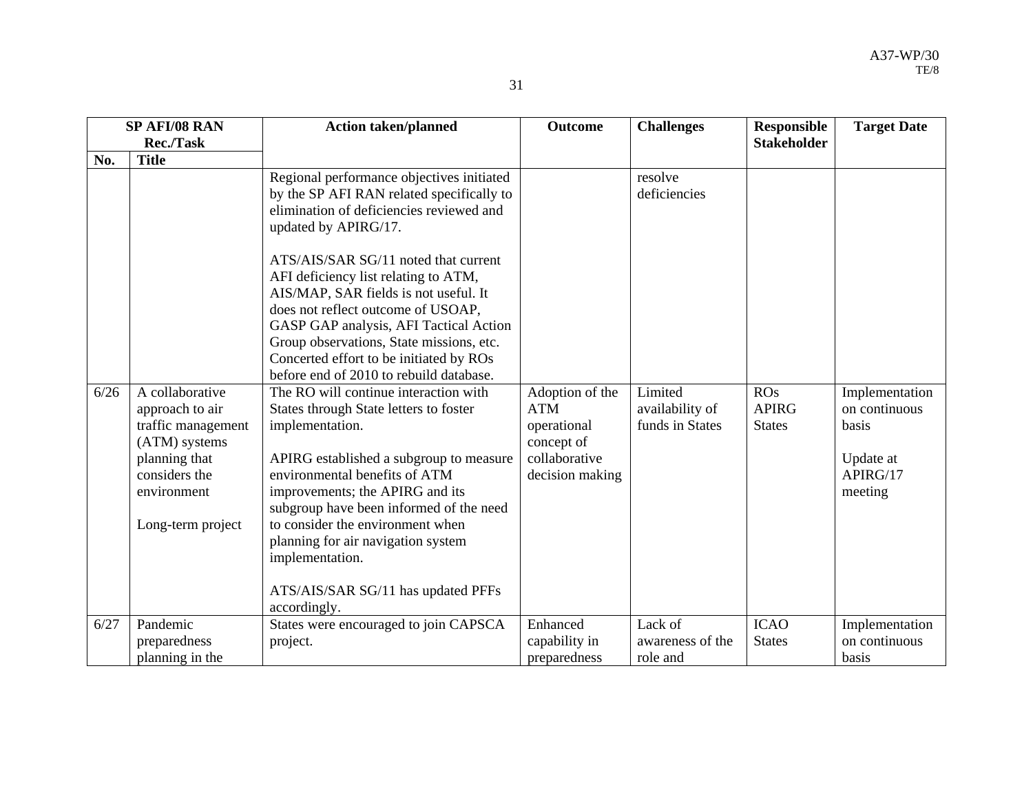| SP AFI/08 RAN Rec./Task | | Action taken/planned | Outcome | Challenges | Responsible Stakeholder | Target Date |
|---|---|---|---|---|---|---|
| No. | Title | | | | | |
| | | Regional performance objectives initiated by the SP AFI RAN related specifically to elimination of deficiencies reviewed and updated by APIRG/17.<br><br>ATS/AIS/SAR SG/11 noted that current AFI deficiency list relating to ATM, AIS/MAP, SAR fields is not useful. It does not reflect outcome of USOAP, GASP GAP analysis, AFI Tactical Action Group observations, State missions, etc. Concerted effort to be initiated by ROs before end of 2010 to rebuild database. | | resolve deficiencies | | |
| 6/26 | A collaborative approach to air traffic management (ATM) systems planning that considers the environment<br><br>Long-term project | The RO will continue interaction with States through State letters to foster implementation.<br><br>APIRG established a subgroup to measure environmental benefits of ATM improvements; the APIRG and its subgroup have been informed of the need to consider the environment when planning for air navigation system implementation.<br><br>ATS/AIS/SAR SG/11 has updated PFFs accordingly. | Adoption of the ATM operational concept of collaborative decision making | Limited availability of funds in States | ROs<br>APIRG<br>States | Implementation on continuous basis<br><br>Update at APIRG/17 meeting |
| 6/27 | Pandemic preparedness planning in the | States were encouraged to join CAPSCA project. | Enhanced capability in preparedness | Lack of awareness of the role and | ICAO<br>States | Implementation on continuous basis |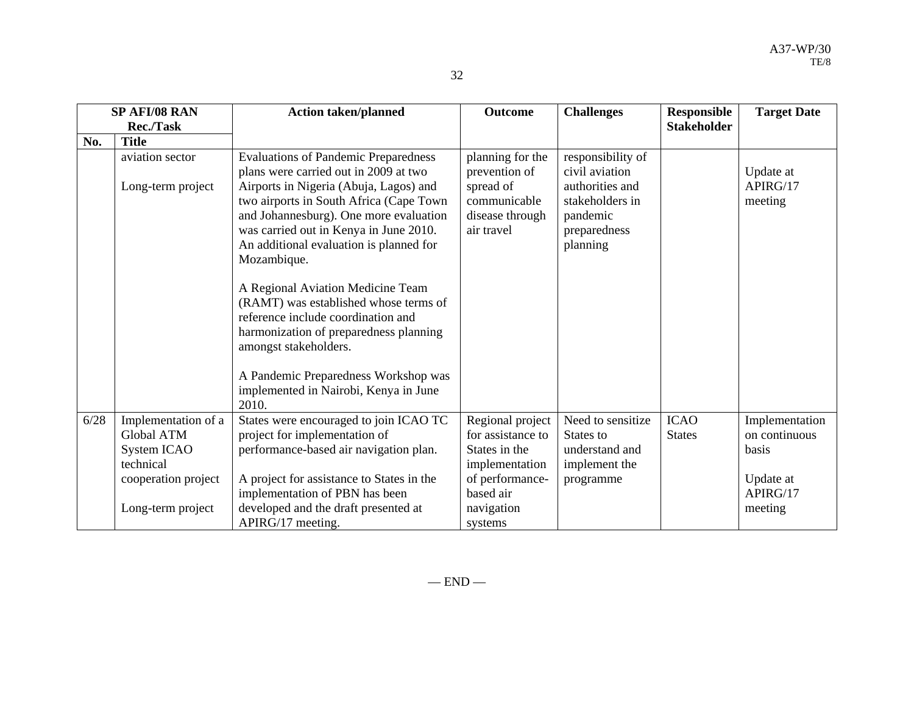| SP AFI/08 RAN Rec./Task | | Action taken/planned | Outcome | Challenges | Responsible Stakeholder | Target Date |
|---|---|---|---|---|---|---|
| No. | Title | | | | | |
| | aviation sector<br><br>Long-term project | Evaluations of Pandemic Preparedness plans were carried out in 2009 at two Airports in Nigeria (Abuja, Lagos) and two airports in South Africa (Cape Town and Johannesburg). One more evaluation was carried out in Kenya in June 2010. An additional evaluation is planned for Mozambique.<br><br>A Regional Aviation Medicine Team (RAMT) was established whose terms of reference include coordination and harmonization of preparedness planning amongst stakeholders.<br><br>A Pandemic Preparedness Workshop was implemented in Nairobi, Kenya in June 2010. | planning for the prevention of spread of communicable disease through air travel | responsibility of civil aviation authorities and stakeholders in pandemic preparedness planning | | Update at APIRG/17 meeting |
| 6/28 | Implementation of a Global ATM System ICAO technical cooperation project<br><br>Long-term project | States were encouraged to join ICAO TC project for implementation of performance-based air navigation plan.<br><br>A project for assistance to States in the implementation of PBN has been developed and the draft presented at APIRG/17 meeting. | Regional project for assistance to States in the implementation of performance-based air navigation systems | Need to sensitize States to understand and implement the programme | ICAO<br>States | Implementation on continuous basis<br><br>Update at APIRG/17 meeting |

— END —